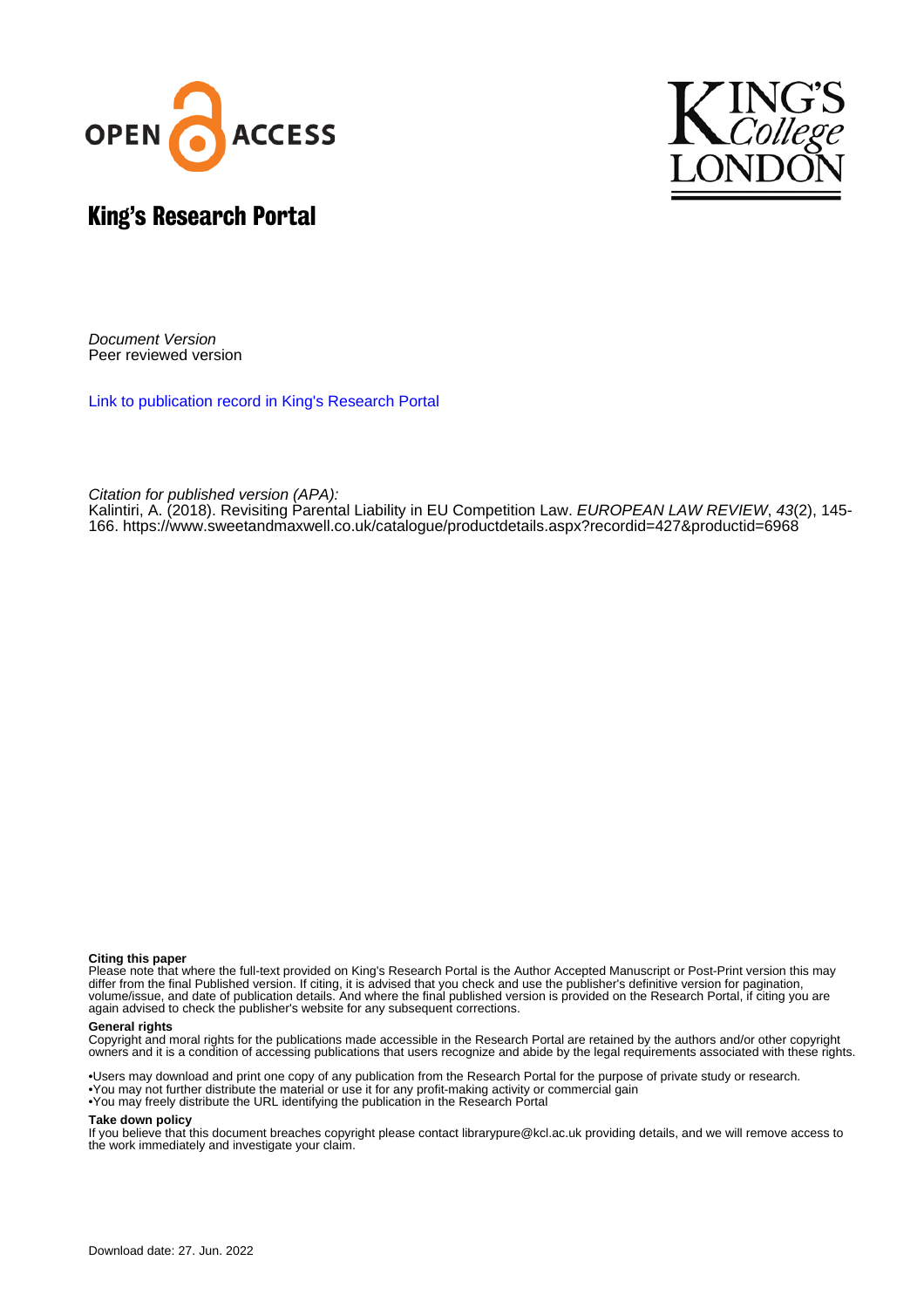# King's Research Portal

*Document Version*
Peer reviewed version

[Link to publication record in King's Research Portal](#)

*Citation for published version (APA):*
Kalintiri, A. (2018). Revisiting Parental Liability in EU Competition Law. *EUROPEAN LAW REVIEW*, *43*(2), 145-166. https://www.sweetandmaxwell.co.uk/catalogue/productdetails.aspx?recordid=427&productid=6968

**Citing this paper**
Please note that where the full-text provided on King's Research Portal is the Author Accepted Manuscript or Post-Print version this may differ from the final Published version. If citing, it is advised that you check and use the publisher's definitive version for pagination, volume/issue, and date of publication details. And where the final published version is provided on the Research Portal, if citing you are again advised to check the publisher's website for any subsequent corrections.

**General rights**
Copyright and moral rights for the publications made accessible in the Research Portal are retained by the authors and/or other copyright owners and it is a condition of accessing publications that users recognize and abide by the legal requirements associated with these rights.

- •Users may download and print one copy of any publication from the Research Portal for the purpose of private study or research.
- •You may not further distribute the material or use it for any profit-making activity or commercial gain
- •You may freely distribute the URL identifying the publication in the Research Portal

**Take down policy**
If you believe that this document breaches copyright please contact librarypure@kcl.ac.uk providing details, and we will remove access to the work immediately and investigate your claim.

Download date: 27. Jun. 2022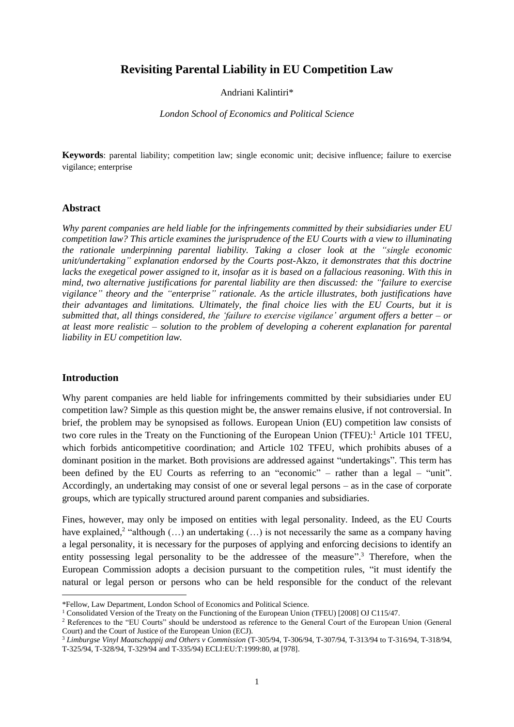# Revisiting Parental Liability in EU Competition Law

Andriani Kalintiri*

*London School of Economics and Political Science*

**Keywords**: parental liability; competition law; single economic unit; decisive influence; failure to exercise vigilance; enterprise

## Abstract

*Why parent companies are held liable for the infringements committed by their subsidiaries under EU competition law? This article examines the jurisprudence of the EU Courts with a view to illuminating the rationale underpinning parental liability. Taking a closer look at the "single economic unit/undertaking" explanation endorsed by the Courts post-*Akzo*, it demonstrates that this doctrine lacks the exegetical power assigned to it, insofar as it is based on a fallacious reasoning. With this in mind, two alternative justifications for parental liability are then discussed: the "failure to exercise vigilance" theory and the "enterprise" rationale. As the article illustrates, both justifications have their advantages and limitations. Ultimately, the final choice lies with the EU Courts, but it is submitted that, all things considered, the 'failure to exercise vigilance' argument offers a better – or at least more realistic – solution to the problem of developing a coherent explanation for parental liability in EU competition law.*

## Introduction

Why parent companies are held liable for infringements committed by their subsidiaries under EU competition law? Simple as this question might be, the answer remains elusive, if not controversial. In brief, the problem may be synopsised as follows. European Union (EU) competition law consists of two core rules in the Treaty on the Functioning of the European Union (TFEU):[1] Article 101 TFEU, which forbids anticompetitive coordination; and Article 102 TFEU, which prohibits abuses of a dominant position in the market. Both provisions are addressed against "undertakings". This term has been defined by the EU Courts as referring to an "economic" – rather than a legal – "unit". Accordingly, an undertaking may consist of one or several legal persons – as in the case of corporate groups, which are typically structured around parent companies and subsidiaries.

Fines, however, may only be imposed on entities with legal personality. Indeed, as the EU Courts have explained,[2] "although (…) an undertaking (…) is not necessarily the same as a company having a legal personality, it is necessary for the purposes of applying and enforcing decisions to identify an entity possessing legal personality to be the addressee of the measure".[3] Therefore, when the European Commission adopts a decision pursuant to the competition rules, "it must identify the natural or legal person or persons who can be held responsible for the conduct of the relevant

---

*Fellow, Law Department, London School of Economics and Political Science.

[1] Consolidated Version of the Treaty on the Functioning of the European Union (TFEU) [2008] OJ C115/47.

[2] References to the "EU Courts" should be understood as reference to the General Court of the European Union (General Court) and the Court of Justice of the European Union (ECJ).

[3] *Limburgse Vinyl Maatschappij and Others v Commission* (T-305/94, T-306/94, T-307/94, T-313/94 to T-316/94, T-318/94, T-325/94, T-328/94, T-329/94 and T-335/94) ECLI:EU:T:1999:80, at [978].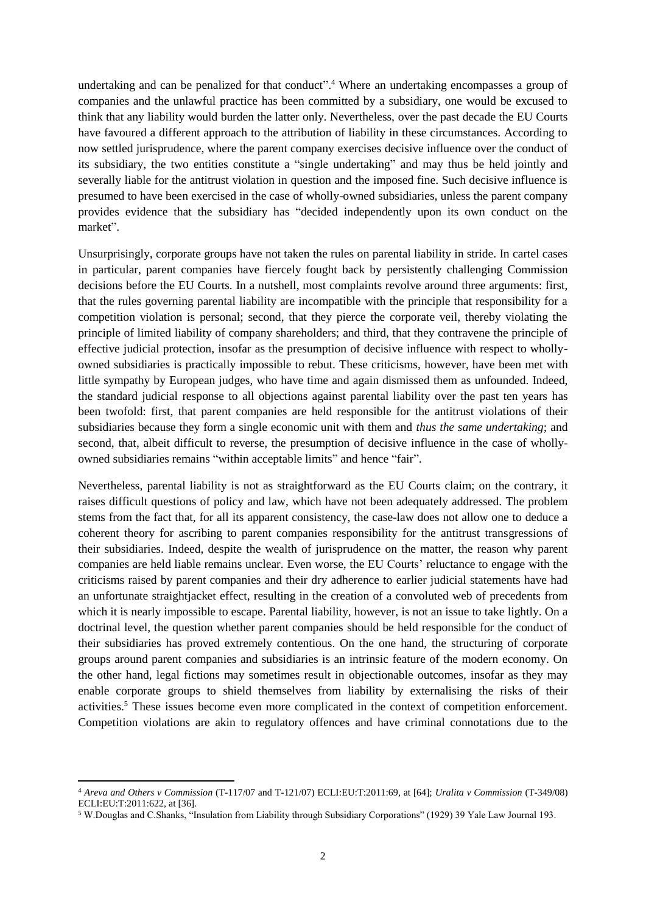undertaking and can be penalized for that conduct".[4] Where an undertaking encompasses a group of companies and the unlawful practice has been committed by a subsidiary, one would be excused to think that any liability would burden the latter only. Nevertheless, over the past decade the EU Courts have favoured a different approach to the attribution of liability in these circumstances. According to now settled jurisprudence, where the parent company exercises decisive influence over the conduct of its subsidiary, the two entities constitute a "single undertaking" and may thus be held jointly and severally liable for the antitrust violation in question and the imposed fine. Such decisive influence is presumed to have been exercised in the case of wholly-owned subsidiaries, unless the parent company provides evidence that the subsidiary has "decided independently upon its own conduct on the market".

Unsurprisingly, corporate groups have not taken the rules on parental liability in stride. In cartel cases in particular, parent companies have fiercely fought back by persistently challenging Commission decisions before the EU Courts. In a nutshell, most complaints revolve around three arguments: first, that the rules governing parental liability are incompatible with the principle that responsibility for a competition violation is personal; second, that they pierce the corporate veil, thereby violating the principle of limited liability of company shareholders; and third, that they contravene the principle of effective judicial protection, insofar as the presumption of decisive influence with respect to wholly-owned subsidiaries is practically impossible to rebut. These criticisms, however, have been met with little sympathy by European judges, who have time and again dismissed them as unfounded. Indeed, the standard judicial response to all objections against parental liability over the past ten years has been twofold: first, that parent companies are held responsible for the antitrust violations of their subsidiaries because they form a single economic unit with them and *thus the same undertaking*; and second, that, albeit difficult to reverse, the presumption of decisive influence in the case of wholly-owned subsidiaries remains "within acceptable limits" and hence "fair".

Nevertheless, parental liability is not as straightforward as the EU Courts claim; on the contrary, it raises difficult questions of policy and law, which have not been adequately addressed. The problem stems from the fact that, for all its apparent consistency, the case-law does not allow one to deduce a coherent theory for ascribing to parent companies responsibility for the antitrust transgressions of their subsidiaries. Indeed, despite the wealth of jurisprudence on the matter, the reason why parent companies are held liable remains unclear. Even worse, the EU Courts' reluctance to engage with the criticisms raised by parent companies and their dry adherence to earlier judicial statements have had an unfortunate straightjacket effect, resulting in the creation of a convoluted web of precedents from which it is nearly impossible to escape. Parental liability, however, is not an issue to take lightly. On a doctrinal level, the question whether parent companies should be held responsible for the conduct of their subsidiaries has proved extremely contentious. On the one hand, the structuring of corporate groups around parent companies and subsidiaries is an intrinsic feature of the modern economy. On the other hand, legal fictions may sometimes result in objectionable outcomes, insofar as they may enable corporate groups to shield themselves from liability by externalising the risks of their activities.[5] These issues become even more complicated in the context of competition enforcement. Competition violations are akin to regulatory offences and have criminal connotations due to the

---

[4] *Areva and Others v Commission* (T-117/07 and T-121/07) ECLI:EU:T:2011:69, at [64]; *Uralita v Commission* (T-349/08) ECLI:EU:T:2011:622, at [36].

[5] W.Douglas and C.Shanks, "Insulation from Liability through Subsidiary Corporations" (1929) 39 Yale Law Journal 193.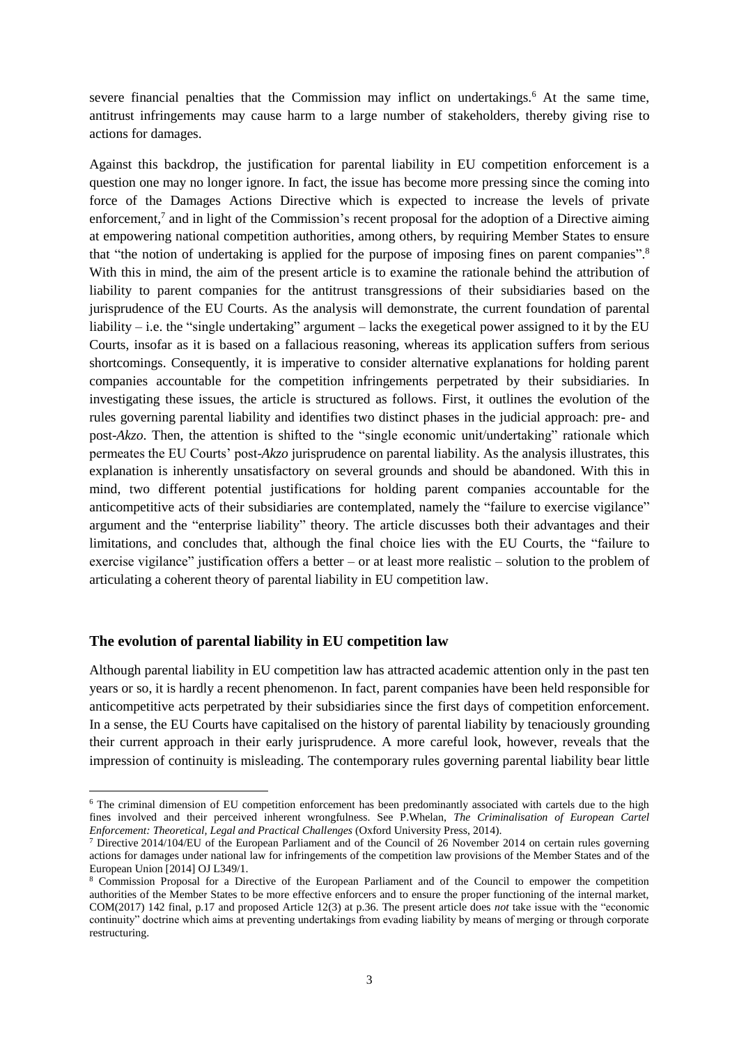severe financial penalties that the Commission may inflict on undertakings.[6] At the same time, antitrust infringements may cause harm to a large number of stakeholders, thereby giving rise to actions for damages.

Against this backdrop, the justification for parental liability in EU competition enforcement is a question one may no longer ignore. In fact, the issue has become more pressing since the coming into force of the Damages Actions Directive which is expected to increase the levels of private enforcement,[7] and in light of the Commission's recent proposal for the adoption of a Directive aiming at empowering national competition authorities, among others, by requiring Member States to ensure that "the notion of undertaking is applied for the purpose of imposing fines on parent companies".[8] With this in mind, the aim of the present article is to examine the rationale behind the attribution of liability to parent companies for the antitrust transgressions of their subsidiaries based on the jurisprudence of the EU Courts. As the analysis will demonstrate, the current foundation of parental liability – i.e. the "single undertaking" argument – lacks the exegetical power assigned to it by the EU Courts, insofar as it is based on a fallacious reasoning, whereas its application suffers from serious shortcomings. Consequently, it is imperative to consider alternative explanations for holding parent companies accountable for the competition infringements perpetrated by their subsidiaries. In investigating these issues, the article is structured as follows. First, it outlines the evolution of the rules governing parental liability and identifies two distinct phases in the judicial approach: pre- and post-*Akzo*. Then, the attention is shifted to the "single economic unit/undertaking" rationale which permeates the EU Courts' post-*Akzo* jurisprudence on parental liability. As the analysis illustrates, this explanation is inherently unsatisfactory on several grounds and should be abandoned. With this in mind, two different potential justifications for holding parent companies accountable for the anticompetitive acts of their subsidiaries are contemplated, namely the "failure to exercise vigilance" argument and the "enterprise liability" theory. The article discusses both their advantages and their limitations, and concludes that, although the final choice lies with the EU Courts, the "failure to exercise vigilance" justification offers a better – or at least more realistic – solution to the problem of articulating a coherent theory of parental liability in EU competition law.

## The evolution of parental liability in EU competition law

Although parental liability in EU competition law has attracted academic attention only in the past ten years or so, it is hardly a recent phenomenon. In fact, parent companies have been held responsible for anticompetitive acts perpetrated by their subsidiaries since the first days of competition enforcement. In a sense, the EU Courts have capitalised on the history of parental liability by tenaciously grounding their current approach in their early jurisprudence. A more careful look, however, reveals that the impression of continuity is misleading. The contemporary rules governing parental liability bear little

---

[6] The criminal dimension of EU competition enforcement has been predominantly associated with cartels due to the high fines involved and their perceived inherent wrongfulness. See P.Whelan, *The Criminalisation of European Cartel Enforcement: Theoretical, Legal and Practical Challenges* (Oxford University Press, 2014).

[7] Directive 2014/104/EU of the European Parliament and of the Council of 26 November 2014 on certain rules governing actions for damages under national law for infringements of the competition law provisions of the Member States and of the European Union [2014] OJ L349/1.

[8] Commission Proposal for a Directive of the European Parliament and of the Council to empower the competition authorities of the Member States to be more effective enforcers and to ensure the proper functioning of the internal market, COM(2017) 142 final, p.17 and proposed Article 12(3) at p.36. The present article does *not* take issue with the "economic continuity" doctrine which aims at preventing undertakings from evading liability by means of merging or through corporate restructuring.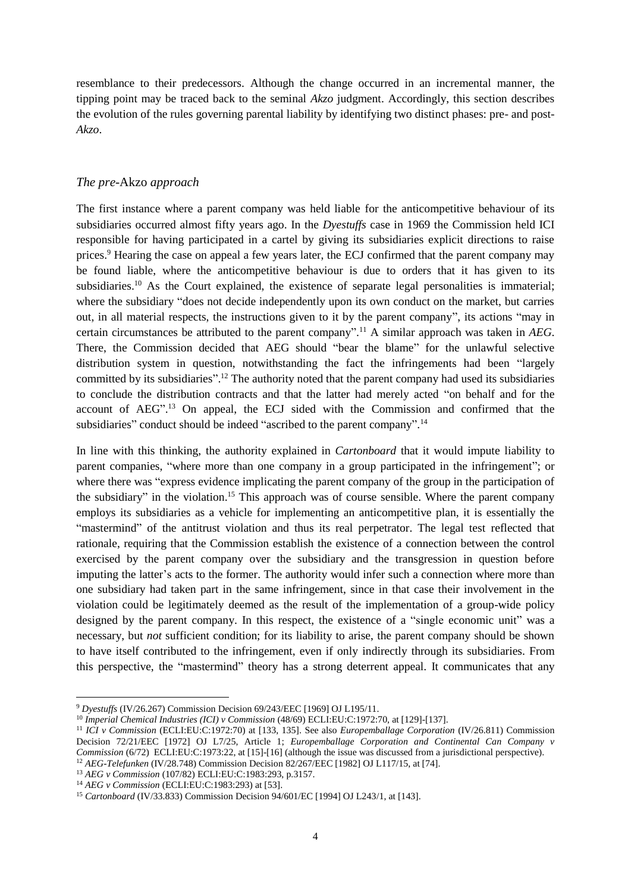resemblance to their predecessors. Although the change occurred in an incremental manner, the tipping point may be traced back to the seminal *Akzo* judgment. Accordingly, this section describes the evolution of the rules governing parental liability by identifying two distinct phases: pre- and post-*Akzo*.

### *The pre-*Akzo *approach*

The first instance where a parent company was held liable for the anticompetitive behaviour of its subsidiaries occurred almost fifty years ago. In the *Dyestuffs* case in 1969 the Commission held ICI responsible for having participated in a cartel by giving its subsidiaries explicit directions to raise prices.[9] Hearing the case on appeal a few years later, the ECJ confirmed that the parent company may be found liable, where the anticompetitive behaviour is due to orders that it has given to its subsidiaries.[10] As the Court explained, the existence of separate legal personalities is immaterial; where the subsidiary "does not decide independently upon its own conduct on the market, but carries out, in all material respects, the instructions given to it by the parent company", its actions "may in certain circumstances be attributed to the parent company".[11] A similar approach was taken in *AEG*. There, the Commission decided that AEG should "bear the blame" for the unlawful selective distribution system in question, notwithstanding the fact the infringements had been "largely committed by its subsidiaries".[12] The authority noted that the parent company had used its subsidiaries to conclude the distribution contracts and that the latter had merely acted "on behalf and for the account of AEG".[13] On appeal, the ECJ sided with the Commission and confirmed that the subsidiaries" conduct should be indeed "ascribed to the parent company".[14]

In line with this thinking, the authority explained in *Cartonboard* that it would impute liability to parent companies, "where more than one company in a group participated in the infringement"; or where there was "express evidence implicating the parent company of the group in the participation of the subsidiary" in the violation.[15] This approach was of course sensible. Where the parent company employs its subsidiaries as a vehicle for implementing an anticompetitive plan, it is essentially the "mastermind" of the antitrust violation and thus its real perpetrator. The legal test reflected that rationale, requiring that the Commission establish the existence of a connection between the control exercised by the parent company over the subsidiary and the transgression in question before imputing the latter's acts to the former. The authority would infer such a connection where more than one subsidiary had taken part in the same infringement, since in that case their involvement in the violation could be legitimately deemed as the result of the implementation of a group-wide policy designed by the parent company. In this respect, the existence of a "single economic unit" was a necessary, but *not* sufficient condition; for its liability to arise, the parent company should be shown to have itself contributed to the infringement, even if only indirectly through its subsidiaries. From this perspective, the "mastermind" theory has a strong deterrent appeal. It communicates that any

---

[9] *Dyestuffs* (IV/26.267) Commission Decision 69/243/EEC [1969] OJ L195/11.

[10] *Imperial Chemical Industries (ICI) v Commission* (48/69) ECLI:EU:C:1972:70, at [129]-[137].

[11] *ICI v Commission* (ECLI:EU:C:1972:70) at [133, 135]. See also *Europemballage Corporation* (IV/26.811) Commission Decision 72/21/EEC [1972] OJ L7/25, Article 1; *Europemballage Corporation and Continental Can Company v Commission* (6/72) ECLI:EU:C:1973:22, at [15]-[16] (although the issue was discussed from a jurisdictional perspective).

[12] *AEG-Telefunken* (IV/28.748) Commission Decision 82/267/EEC [1982] OJ L117/15, at [74].

[13] *AEG v Commission* (107/82) ECLI:EU:C:1983:293, p.3157.

[14] *AEG v Commission* (ECLI:EU:C:1983:293) at [53].

[15] *Cartonboard* (IV/33.833) Commission Decision 94/601/EC [1994] OJ L243/1, at [143].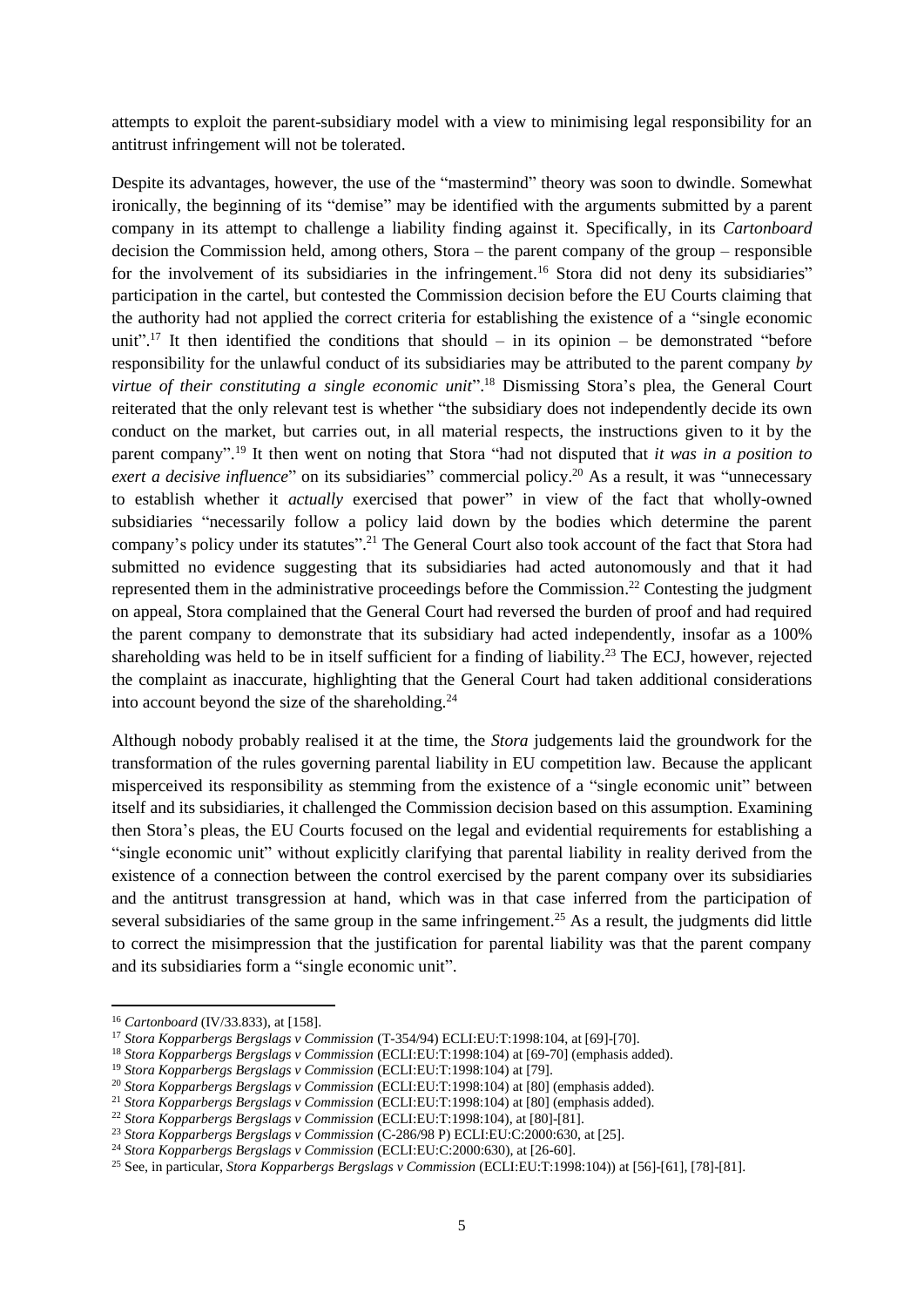attempts to exploit the parent-subsidiary model with a view to minimising legal responsibility for an antitrust infringement will not be tolerated.

Despite its advantages, however, the use of the "mastermind" theory was soon to dwindle. Somewhat ironically, the beginning of its "demise" may be identified with the arguments submitted by a parent company in its attempt to challenge a liability finding against it. Specifically, in its *Cartonboard* decision the Commission held, among others, Stora – the parent company of the group – responsible for the involvement of its subsidiaries in the infringement.[16] Stora did not deny its subsidiaries" participation in the cartel, but contested the Commission decision before the EU Courts claiming that the authority had not applied the correct criteria for establishing the existence of a "single economic unit".[17] It then identified the conditions that should – in its opinion – be demonstrated "before responsibility for the unlawful conduct of its subsidiaries may be attributed to the parent company *by virtue of their constituting a single economic unit*".[18] Dismissing Stora's plea, the General Court reiterated that the only relevant test is whether "the subsidiary does not independently decide its own conduct on the market, but carries out, in all material respects, the instructions given to it by the parent company".[19] It then went on noting that Stora "had not disputed that *it was in a position to exert a decisive influence*" on its subsidiaries" commercial policy.[20] As a result, it was "unnecessary to establish whether it *actually* exercised that power" in view of the fact that wholly-owned subsidiaries "necessarily follow a policy laid down by the bodies which determine the parent company's policy under its statutes".[21] The General Court also took account of the fact that Stora had submitted no evidence suggesting that its subsidiaries had acted autonomously and that it had represented them in the administrative proceedings before the Commission.[22] Contesting the judgment on appeal, Stora complained that the General Court had reversed the burden of proof and had required the parent company to demonstrate that its subsidiary had acted independently, insofar as a 100% shareholding was held to be in itself sufficient for a finding of liability.[23] The ECJ, however, rejected the complaint as inaccurate, highlighting that the General Court had taken additional considerations into account beyond the size of the shareholding.[24]

Although nobody probably realised it at the time, the *Stora* judgements laid the groundwork for the transformation of the rules governing parental liability in EU competition law. Because the applicant misperceived its responsibility as stemming from the existence of a "single economic unit" between itself and its subsidiaries, it challenged the Commission decision based on this assumption. Examining then Stora's pleas, the EU Courts focused on the legal and evidential requirements for establishing a "single economic unit" without explicitly clarifying that parental liability in reality derived from the existence of a connection between the control exercised by the parent company over its subsidiaries and the antitrust transgression at hand, which was in that case inferred from the participation of several subsidiaries of the same group in the same infringement.[25] As a result, the judgments did little to correct the misimpression that the justification for parental liability was that the parent company and its subsidiaries form a "single economic unit".

---

[16] *Cartonboard* (IV/33.833), at [158].

[17] *Stora Kopparbergs Bergslags v Commission* (T-354/94) ECLI:EU:T:1998:104, at [69]-[70].

[18] *Stora Kopparbergs Bergslags v Commission* (ECLI:EU:T:1998:104) at [69-70] (emphasis added).

[19] *Stora Kopparbergs Bergslags v Commission* (ECLI:EU:T:1998:104) at [79].

[20] *Stora Kopparbergs Bergslags v Commission* (ECLI:EU:T:1998:104) at [80] (emphasis added).

[21] *Stora Kopparbergs Bergslags v Commission* (ECLI:EU:T:1998:104) at [80] (emphasis added).

[22] *Stora Kopparbergs Bergslags v Commission* (ECLI:EU:T:1998:104), at [80]-[81].

[23] *Stora Kopparbergs Bergslags v Commission* (C-286/98 P) ECLI:EU:C:2000:630, at [25].

[24] *Stora Kopparbergs Bergslags v Commission* (ECLI:EU:C:2000:630), at [26-60].

[25] See, in particular, *Stora Kopparbergs Bergslags v Commission* (ECLI:EU:T:1998:104)) at [56]-[61], [78]-[81].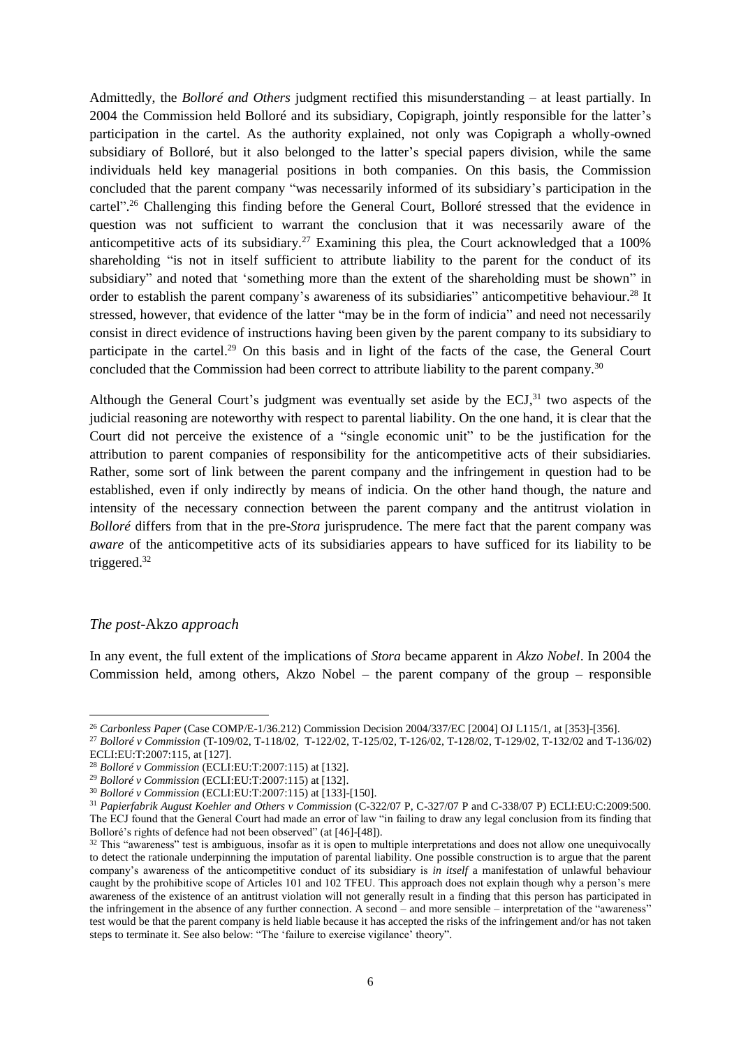Admittedly, the *Bolloré and Others* judgment rectified this misunderstanding – at least partially. In 2004 the Commission held Bolloré and its subsidiary, Copigraph, jointly responsible for the latter's participation in the cartel. As the authority explained, not only was Copigraph a wholly-owned subsidiary of Bolloré, but it also belonged to the latter's special papers division, while the same individuals held key managerial positions in both companies. On this basis, the Commission concluded that the parent company "was necessarily informed of its subsidiary's participation in the cartel".[26] Challenging this finding before the General Court, Bolloré stressed that the evidence in question was not sufficient to warrant the conclusion that it was necessarily aware of the anticompetitive acts of its subsidiary.[27] Examining this plea, the Court acknowledged that a 100% shareholding "is not in itself sufficient to attribute liability to the parent for the conduct of its subsidiary" and noted that 'something more than the extent of the shareholding must be shown" in order to establish the parent company's awareness of its subsidiaries" anticompetitive behaviour.[28] It stressed, however, that evidence of the latter "may be in the form of indicia" and need not necessarily consist in direct evidence of instructions having been given by the parent company to its subsidiary to participate in the cartel.[29] On this basis and in light of the facts of the case, the General Court concluded that the Commission had been correct to attribute liability to the parent company.[30]

Although the General Court's judgment was eventually set aside by the ECJ,[31] two aspects of the judicial reasoning are noteworthy with respect to parental liability. On the one hand, it is clear that the Court did not perceive the existence of a "single economic unit" to be the justification for the attribution to parent companies of responsibility for the anticompetitive acts of their subsidiaries. Rather, some sort of link between the parent company and the infringement in question had to be established, even if only indirectly by means of indicia. On the other hand though, the nature and intensity of the necessary connection between the parent company and the antitrust violation in *Bolloré* differs from that in the pre-*Stora* jurisprudence. The mere fact that the parent company was *aware* of the anticompetitive acts of its subsidiaries appears to have sufficed for its liability to be triggered.[32]

### *The post-*Akzo *approach*

In any event, the full extent of the implications of *Stora* became apparent in *Akzo Nobel*. In 2004 the Commission held, among others, Akzo Nobel – the parent company of the group – responsible

---

[26] *Carbonless Paper* (Case COMP/E-1/36.212) Commission Decision 2004/337/EC [2004] OJ L115/1, at [353]-[356].

[27] *Bolloré v Commission* (T-109/02, T-118/02, T-122/02, T-125/02, T-126/02, T-128/02, T-129/02, T-132/02 and T-136/02) ECLI:EU:T:2007:115, at [127].

[28] *Bolloré v Commission* (ECLI:EU:T:2007:115) at [132].

[29] *Bolloré v Commission* (ECLI:EU:T:2007:115) at [132].

[30] *Bolloré v Commission* (ECLI:EU:T:2007:115) at [133]-[150].

[31] *Papierfabrik August Koehler and Others v Commission* (C-322/07 P, C-327/07 P and C-338/07 P) ECLI:EU:C:2009:500. The ECJ found that the General Court had made an error of law "in failing to draw any legal conclusion from its finding that Bolloré's rights of defence had not been observed" (at [46]-[48]).

[32] This "awareness" test is ambiguous, insofar as it is open to multiple interpretations and does not allow one unequivocally to detect the rationale underpinning the imputation of parental liability. One possible construction is to argue that the parent company's awareness of the anticompetitive conduct of its subsidiary is *in itself* a manifestation of unlawful behaviour caught by the prohibitive scope of Articles 101 and 102 TFEU. This approach does not explain though why a person's mere awareness of the existence of an antitrust violation will not generally result in a finding that this person has participated in the infringement in the absence of any further connection. A second – and more sensible – interpretation of the "awareness" test would be that the parent company is held liable because it has accepted the risks of the infringement and/or has not taken steps to terminate it. See also below: "The 'failure to exercise vigilance' theory".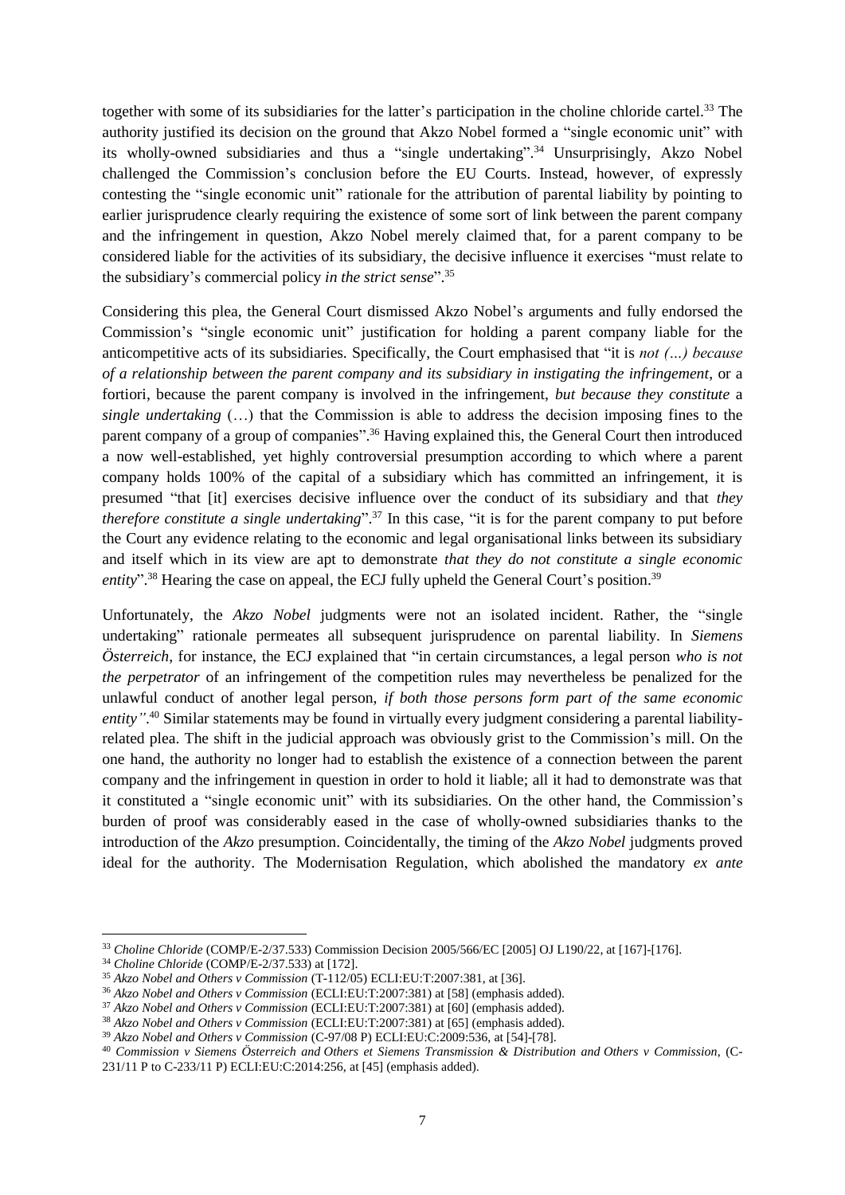together with some of its subsidiaries for the latter's participation in the choline chloride cartel.[33] The authority justified its decision on the ground that Akzo Nobel formed a "single economic unit" with its wholly-owned subsidiaries and thus a "single undertaking".[34] Unsurprisingly, Akzo Nobel challenged the Commission's conclusion before the EU Courts. Instead, however, of expressly contesting the "single economic unit" rationale for the attribution of parental liability by pointing to earlier jurisprudence clearly requiring the existence of some sort of link between the parent company and the infringement in question, Akzo Nobel merely claimed that, for a parent company to be considered liable for the activities of its subsidiary, the decisive influence it exercises "must relate to the subsidiary's commercial policy *in the strict sense*".[35]

Considering this plea, the General Court dismissed Akzo Nobel's arguments and fully endorsed the Commission's "single economic unit" justification for holding a parent company liable for the anticompetitive acts of its subsidiaries. Specifically, the Court emphasised that "it is *not (…) because of a relationship between the parent company and its subsidiary in instigating the infringement*, or a fortiori, because the parent company is involved in the infringement, *but because they constitute* a *single undertaking* (…) that the Commission is able to address the decision imposing fines to the parent company of a group of companies".[36] Having explained this, the General Court then introduced a now well-established, yet highly controversial presumption according to which where a parent company holds 100% of the capital of a subsidiary which has committed an infringement, it is presumed "that [it] exercises decisive influence over the conduct of its subsidiary and that *they therefore constitute a single undertaking*".[37] In this case, "it is for the parent company to put before the Court any evidence relating to the economic and legal organisational links between its subsidiary and itself which in its view are apt to demonstrate *that they do not constitute a single economic entity*".[38] Hearing the case on appeal, the ECJ fully upheld the General Court's position.[39]

Unfortunately, the *Akzo Nobel* judgments were not an isolated incident. Rather, the "single undertaking" rationale permeates all subsequent jurisprudence on parental liability. In *Siemens Österreich*, for instance, the ECJ explained that "in certain circumstances, a legal person *who is not the perpetrator* of an infringement of the competition rules may nevertheless be penalized for the unlawful conduct of another legal person, *if both those persons form part of the same economic entity"*.[40] Similar statements may be found in virtually every judgment considering a parental liability-related plea. The shift in the judicial approach was obviously grist to the Commission's mill. On the one hand, the authority no longer had to establish the existence of a connection between the parent company and the infringement in question in order to hold it liable; all it had to demonstrate was that it constituted a "single economic unit" with its subsidiaries. On the other hand, the Commission's burden of proof was considerably eased in the case of wholly-owned subsidiaries thanks to the introduction of the *Akzo* presumption. Coincidentally, the timing of the *Akzo Nobel* judgments proved ideal for the authority. The Modernisation Regulation, which abolished the mandatory *ex ante*

---

[33] *Choline Chloride* (COMP/E-2/37.533) Commission Decision 2005/566/EC [2005] OJ L190/22, at [167]-[176].

[34] *Choline Chloride* (COMP/E-2/37.533) at [172].

[35] *Akzo Nobel and Others v Commission* (T-112/05) ECLI:EU:T:2007:381, at [36].

[36] *Akzo Nobel and Others v Commission* (ECLI:EU:T:2007:381) at [58] (emphasis added).

[37] *Akzo Nobel and Others v Commission* (ECLI:EU:T:2007:381) at [60] (emphasis added).

[38] *Akzo Nobel and Others v Commission* (ECLI:EU:T:2007:381) at [65] (emphasis added).

[39] *Akzo Nobel and Others v Commission* (C-97/08 P) ECLI:EU:C:2009:536, at [54]-[78].

[40] *Commission v Siemens Österreich and Others et Siemens Transmission & Distribution and Others v Commission*, (C-231/11 P to C-233/11 P) ECLI:EU:C:2014:256, at [45] (emphasis added).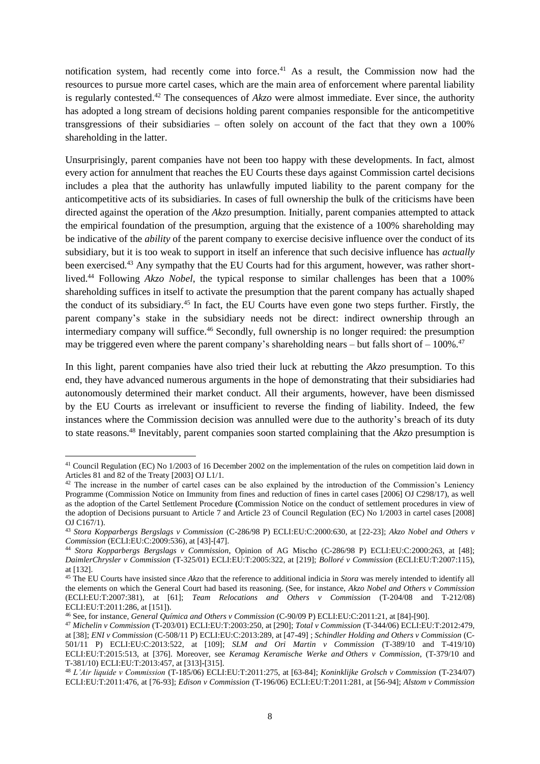notification system, had recently come into force.[41] As a result, the Commission now had the resources to pursue more cartel cases, which are the main area of enforcement where parental liability is regularly contested.[42] The consequences of *Akzo* were almost immediate. Ever since, the authority has adopted a long stream of decisions holding parent companies responsible for the anticompetitive transgressions of their subsidiaries – often solely on account of the fact that they own a 100% shareholding in the latter.

Unsurprisingly, parent companies have not been too happy with these developments. In fact, almost every action for annulment that reaches the EU Courts these days against Commission cartel decisions includes a plea that the authority has unlawfully imputed liability to the parent company for the anticompetitive acts of its subsidiaries. In cases of full ownership the bulk of the criticisms have been directed against the operation of the *Akzo* presumption. Initially, parent companies attempted to attack the empirical foundation of the presumption, arguing that the existence of a 100% shareholding may be indicative of the *ability* of the parent company to exercise decisive influence over the conduct of its subsidiary, but it is too weak to support in itself an inference that such decisive influence has *actually* been exercised.[43] Any sympathy that the EU Courts had for this argument, however, was rather short-lived.[44] Following *Akzo Nobel*, the typical response to similar challenges has been that a 100% shareholding suffices in itself to activate the presumption that the parent company has actually shaped the conduct of its subsidiary.[45] In fact, the EU Courts have even gone two steps further. Firstly, the parent company's stake in the subsidiary needs not be direct: indirect ownership through an intermediary company will suffice.[46] Secondly, full ownership is no longer required: the presumption may be triggered even where the parent company's shareholding nears – but falls short of – 100%.[47]

In this light, parent companies have also tried their luck at rebutting the *Akzo* presumption. To this end, they have advanced numerous arguments in the hope of demonstrating that their subsidiaries had autonomously determined their market conduct. All their arguments, however, have been dismissed by the EU Courts as irrelevant or insufficient to reverse the finding of liability. Indeed, the few instances where the Commission decision was annulled were due to the authority's breach of its duty to state reasons.[48] Inevitably, parent companies soon started complaining that the *Akzo* presumption is

---

[41] Council Regulation (EC) No 1/2003 of 16 December 2002 on the implementation of the rules on competition laid down in Articles 81 and 82 of the Treaty [2003] OJ L1/1.

[42] The increase in the number of cartel cases can be also explained by the introduction of the Commission's Leniency Programme (Commission Notice on Immunity from fines and reduction of fines in cartel cases [2006] OJ C298/17), as well as the adoption of the Cartel Settlement Procedure (Commission Notice on the conduct of settlement procedures in view of the adoption of Decisions pursuant to Article 7 and Article 23 of Council Regulation (EC) No 1/2003 in cartel cases [2008] OJ C167/1).

[43] *Stora Kopparbergs Bergslags v Commission* (C-286/98 P) ECLI:EU:C:2000:630, at [22-23]; *Akzo Nobel and Others v Commission* (ECLI:EU:C:2009:536), at [43]-[47].

[44] *Stora Kopparbergs Bergslags v Commission*, Opinion of AG Mischo (C-286/98 P) ECLI:EU:C:2000:263, at [48]; *DaimlerChrysler v Commission* (T-325/01) ECLI:EU:T:2005:322, at [219]; *Bolloré v Commission* (ECLI:EU:T:2007:115), at [132].

[45] The EU Courts have insisted since *Akzo* that the reference to additional indicia in *Stora* was merely intended to identify all the elements on which the General Court had based its reasoning. (See, for instance, *Akzo Nobel and Others v Commission* (ECLI:EU:T:2007:381), at [61]; *Team Relocations and Others v Commission* (T-204/08 and T-212/08) ECLI:EU:T:2011:286, at [151]).

[46] See, for instance, *General Química and Others v Commission* (C-90/09 P) ECLI:EU:C:2011:21, at [84]-[90].

[47] *Michelin v Commission* (T-203/01) ECLI:EU:T:2003:250, at [290]; *Total v Commission* (T-344/06) ECLI:EU:T:2012:479, at [38]; *ENI v Commission* (C-508/11 P) ECLI:EU:C:2013:289, at [47-49] ; *Schindler Holding and Others v Commission* (C-501/11 P) ECLI:EU:C:2013:522, at [109]; *SLM and Ori Martin v Commission* (T-389/10 and T-419/10) ECLI:EU:T:2015:513, at [376]. Moreover, see *Keramag Keramische Werke and Others v Commission*, (T-379/10 and T-381/10) ECLI:EU:T:2013:457, at [313]-[315].

[48] *L'Air liquide v Commission* (T-185/06) ECLI:EU:T:2011:275, at [63-84]; *Koninklijke Grolsch v Commission* (T-234/07) ECLI:EU:T:2011:476, at [76-93]; *Edison v Commission* (T-196/06) ECLI:EU:T:2011:281, at [56-94]; *Alstom v Commission*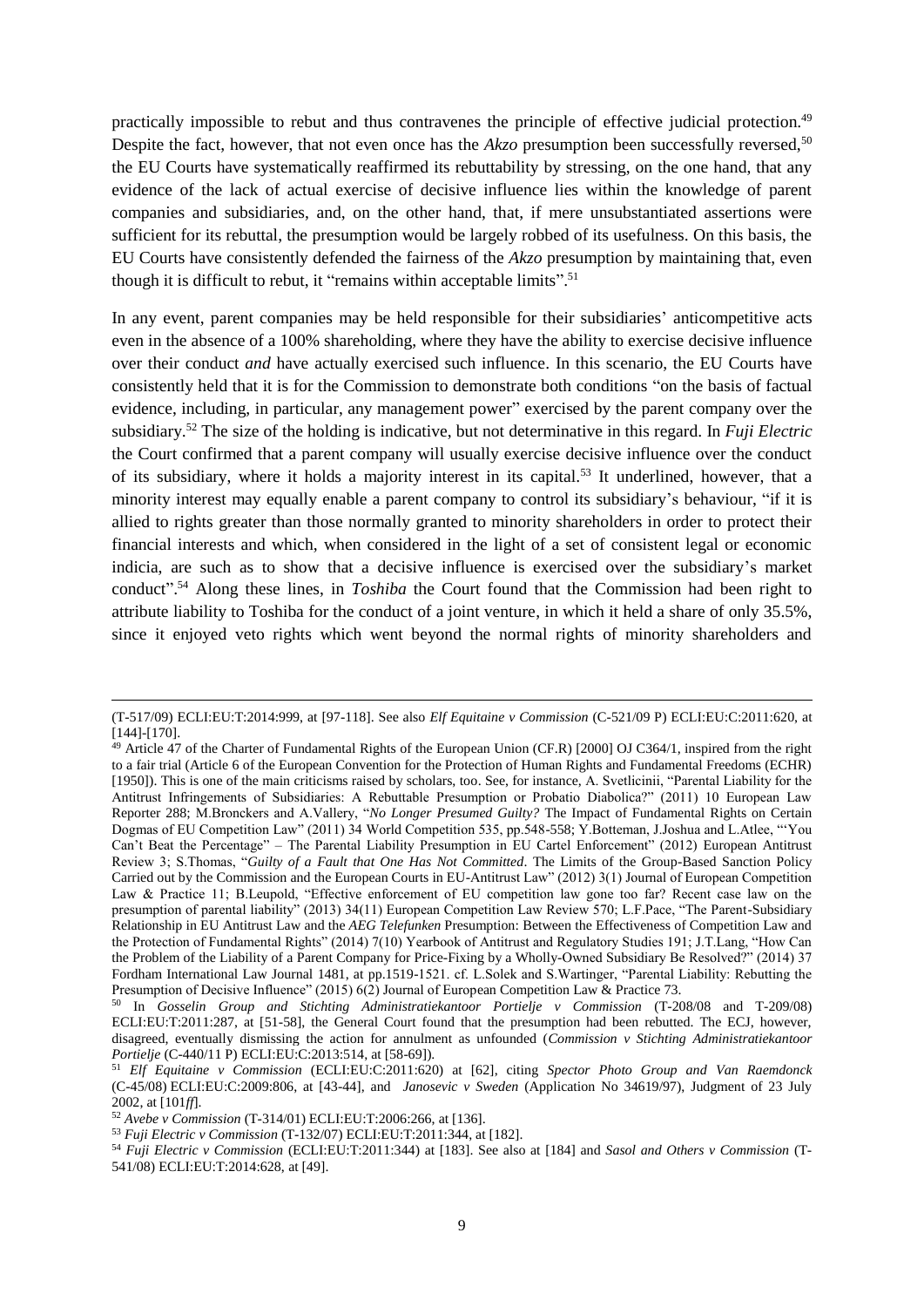practically impossible to rebut and thus contravenes the principle of effective judicial protection.[49] Despite the fact, however, that not even once has the *Akzo* presumption been successfully reversed,[50] the EU Courts have systematically reaffirmed its rebuttability by stressing, on the one hand, that any evidence of the lack of actual exercise of decisive influence lies within the knowledge of parent companies and subsidiaries, and, on the other hand, that, if mere unsubstantiated assertions were sufficient for its rebuttal, the presumption would be largely robbed of its usefulness. On this basis, the EU Courts have consistently defended the fairness of the *Akzo* presumption by maintaining that, even though it is difficult to rebut, it "remains within acceptable limits".[51]

In any event, parent companies may be held responsible for their subsidiaries' anticompetitive acts even in the absence of a 100% shareholding, where they have the ability to exercise decisive influence over their conduct *and* have actually exercised such influence. In this scenario, the EU Courts have consistently held that it is for the Commission to demonstrate both conditions "on the basis of factual evidence, including, in particular, any management power" exercised by the parent company over the subsidiary.[52] The size of the holding is indicative, but not determinative in this regard. In *Fuji Electric* the Court confirmed that a parent company will usually exercise decisive influence over the conduct of its subsidiary, where it holds a majority interest in its capital.[53] It underlined, however, that a minority interest may equally enable a parent company to control its subsidiary's behaviour, "if it is allied to rights greater than those normally granted to minority shareholders in order to protect their financial interests and which, when considered in the light of a set of consistent legal or economic indicia, are such as to show that a decisive influence is exercised over the subsidiary's market conduct".[54] Along these lines, in *Toshiba* the Court found that the Commission had been right to attribute liability to Toshiba for the conduct of a joint venture, in which it held a share of only 35.5%, since it enjoyed veto rights which went beyond the normal rights of minority shareholders and

---

(T-517/09) ECLI:EU:T:2014:999, at [97-118]. See also *Elf Equitaine v Commission* (C-521/09 P) ECLI:EU:C:2011:620, at [144]-[170].

[49] Article 47 of the Charter of Fundamental Rights of the European Union (CF.R) [2000] OJ C364/1, inspired from the right to a fair trial (Article 6 of the European Convention for the Protection of Human Rights and Fundamental Freedoms (ECHR) [1950]). This is one of the main criticisms raised by scholars, too. See, for instance, A. Svetlicinii, "Parental Liability for the Antitrust Infringements of Subsidiaries: A Rebuttable Presumption or Probatio Diabolica?" (2011) 10 European Law Reporter 288; M.Bronckers and A.Vallery, "*No Longer Presumed Guilty?* The Impact of Fundamental Rights on Certain Dogmas of EU Competition Law" (2011) 34 World Competition 535, pp.548-558; Y.Botteman, J.Joshua and L.Atlee, "'You Can't Beat the Percentage' – The Parental Liability Presumption in EU Cartel Enforcement" (2012) European Antitrust Review 3; S.Thomas, "*Guilty of a Fault that One Has Not Committed*. The Limits of the Group-Based Sanction Policy Carried out by the Commission and the European Courts in EU-Antitrust Law" (2012) 3(1) Journal of European Competition Law & Practice 11; B.Leupold, "Effective enforcement of EU competition law gone too far? Recent case law on the presumption of parental liability" (2013) 34(11) European Competition Law Review 570; L.F.Pace, "The Parent-Subsidiary Relationship in EU Antitrust Law and the *AEG Telefunken* Presumption: Between the Effectiveness of Competition Law and the Protection of Fundamental Rights" (2014) 7(10) Yearbook of Antitrust and Regulatory Studies 191; J.T.Lang, "How Can the Problem of the Liability of a Parent Company for Price-Fixing by a Wholly-Owned Subsidiary Be Resolved?" (2014) 37 Fordham International Law Journal 1481, at pp.1519-1521. cf. L.Solek and S.Wartinger, "Parental Liability: Rebutting the Presumption of Decisive Influence" (2015) 6(2) Journal of European Competition Law & Practice 73.

[50] In *Gosselin Group and Stichting Administratiekantoor Portielje v Commission* (T-208/08 and T-209/08) ECLI:EU:T:2011:287, at [51-58], the General Court found that the presumption had been rebutted. The ECJ, however, disagreed, eventually dismissing the action for annulment as unfounded (*Commission v Stichting Administratiekantoor Portielje* (C-440/11 P) ECLI:EU:C:2013:514, at [58-69]).

[51] *Elf Equitaine v Commission* (ECLI:EU:C:2011:620) at [62], citing *Spector Photo Group and Van Raemdonck* (C-45/08) ECLI:EU:C:2009:806, at [43-44], and *Janosevic v Sweden* (Application No 34619/97), Judgment of 23 July 2002, at [101*ff*].

[52] *Avebe v Commission* (T-314/01) ECLI:EU:T:2006:266, at [136].

[53] *Fuji Electric v Commission* (T-132/07) ECLI:EU:T:2011:344, at [182].

[54] *Fuji Electric v Commission* (ECLI:EU:T:2011:344) at [183]. See also at [184] and *Sasol and Others v Commission* (T-541/08) ECLI:EU:T:2014:628, at [49].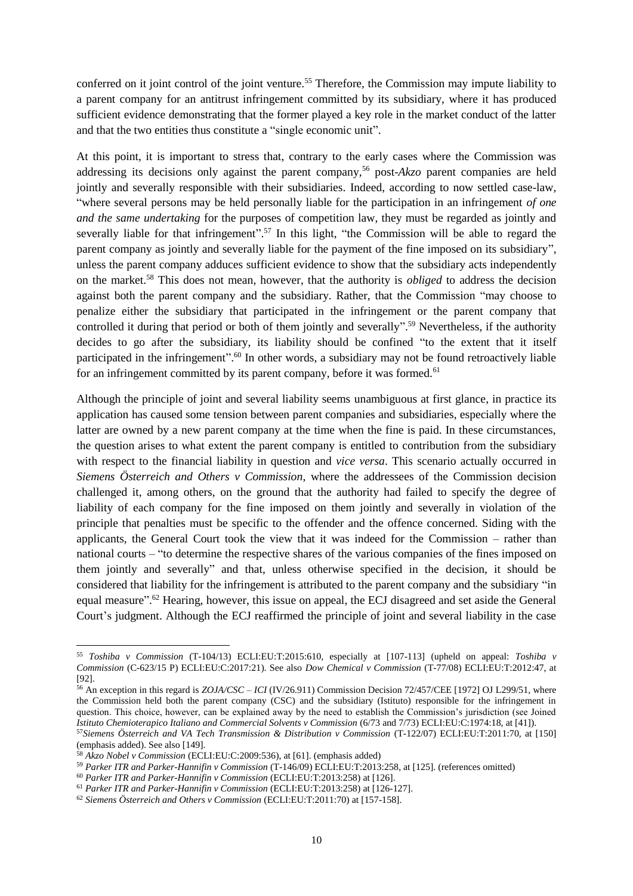conferred on it joint control of the joint venture.[55] Therefore, the Commission may impute liability to a parent company for an antitrust infringement committed by its subsidiary, where it has produced sufficient evidence demonstrating that the former played a key role in the market conduct of the latter and that the two entities thus constitute a "single economic unit".

At this point, it is important to stress that, contrary to the early cases where the Commission was addressing its decisions only against the parent company,[56] post-*Akzo* parent companies are held jointly and severally responsible with their subsidiaries. Indeed, according to now settled case-law, "where several persons may be held personally liable for the participation in an infringement *of one and the same undertaking* for the purposes of competition law, they must be regarded as jointly and severally liable for that infringement".[57] In this light, "the Commission will be able to regard the parent company as jointly and severally liable for the payment of the fine imposed on its subsidiary", unless the parent company adduces sufficient evidence to show that the subsidiary acts independently on the market.[58] This does not mean, however, that the authority is *obliged* to address the decision against both the parent company and the subsidiary. Rather, that the Commission "may choose to penalize either the subsidiary that participated in the infringement or the parent company that controlled it during that period or both of them jointly and severally".[59] Nevertheless, if the authority decides to go after the subsidiary, its liability should be confined "to the extent that it itself participated in the infringement".[60] In other words, a subsidiary may not be found retroactively liable for an infringement committed by its parent company, before it was formed.[61]

Although the principle of joint and several liability seems unambiguous at first glance, in practice its application has caused some tension between parent companies and subsidiaries, especially where the latter are owned by a new parent company at the time when the fine is paid. In these circumstances, the question arises to what extent the parent company is entitled to contribution from the subsidiary with respect to the financial liability in question and *vice versa*. This scenario actually occurred in *Siemens Österreich and Others v Commission*, where the addressees of the Commission decision challenged it, among others, on the ground that the authority had failed to specify the degree of liability of each company for the fine imposed on them jointly and severally in violation of the principle that penalties must be specific to the offender and the offence concerned. Siding with the applicants, the General Court took the view that it was indeed for the Commission – rather than national courts – "to determine the respective shares of the various companies of the fines imposed on them jointly and severally" and that, unless otherwise specified in the decision, it should be considered that liability for the infringement is attributed to the parent company and the subsidiary "in equal measure".[62] Hearing, however, this issue on appeal, the ECJ disagreed and set aside the General Court's judgment. Although the ECJ reaffirmed the principle of joint and several liability in the case

---

[55] *Toshiba v Commission* (T-104/13) ECLI:EU:T:2015:610, especially at [107-113] (upheld on appeal: *Toshiba v Commission* (C-623/15 P) ECLI:EU:C:2017:21). See also *Dow Chemical v Commission* (T-77/08) ECLI:EU:T:2012:47, at [92].

[56] An exception in this regard is *ZOJA/CSC – ICI* (IV/26.911) Commission Decision 72/457/CEE [1972] OJ L299/51, where the Commission held both the parent company (CSC) and the subsidiary (Istituto) responsible for the infringement in question. This choice, however, can be explained away by the need to establish the Commission's jurisdiction (see Joined *Istituto Chemioterapico Italiano and Commercial Solvents v Commission* (6/73 and 7/73) ECLI:EU:C:1974:18, at [41]).

[57] *Siemens Österreich and VA Tech Transmission & Distribution v Commission* (T-122/07) ECLI:EU:T:2011:70, at [150] (emphasis added). See also [149].

[58] *Akzo Nobel v Commission* (ECLI:EU:C:2009:536), at [61]. (emphasis added)

[59] *Parker ITR and Parker-Hannifin v Commission* (T-146/09) ECLI:EU:T:2013:258, at [125]. (references omitted)

[60] *Parker ITR and Parker-Hannifin v Commission* (ECLI:EU:T:2013:258) at [126].

[61] *Parker ITR and Parker-Hannifin v Commission* (ECLI:EU:T:2013:258) at [126-127].

[62] *Siemens Österreich and Others v Commission* (ECLI:EU:T:2011:70) at [157-158].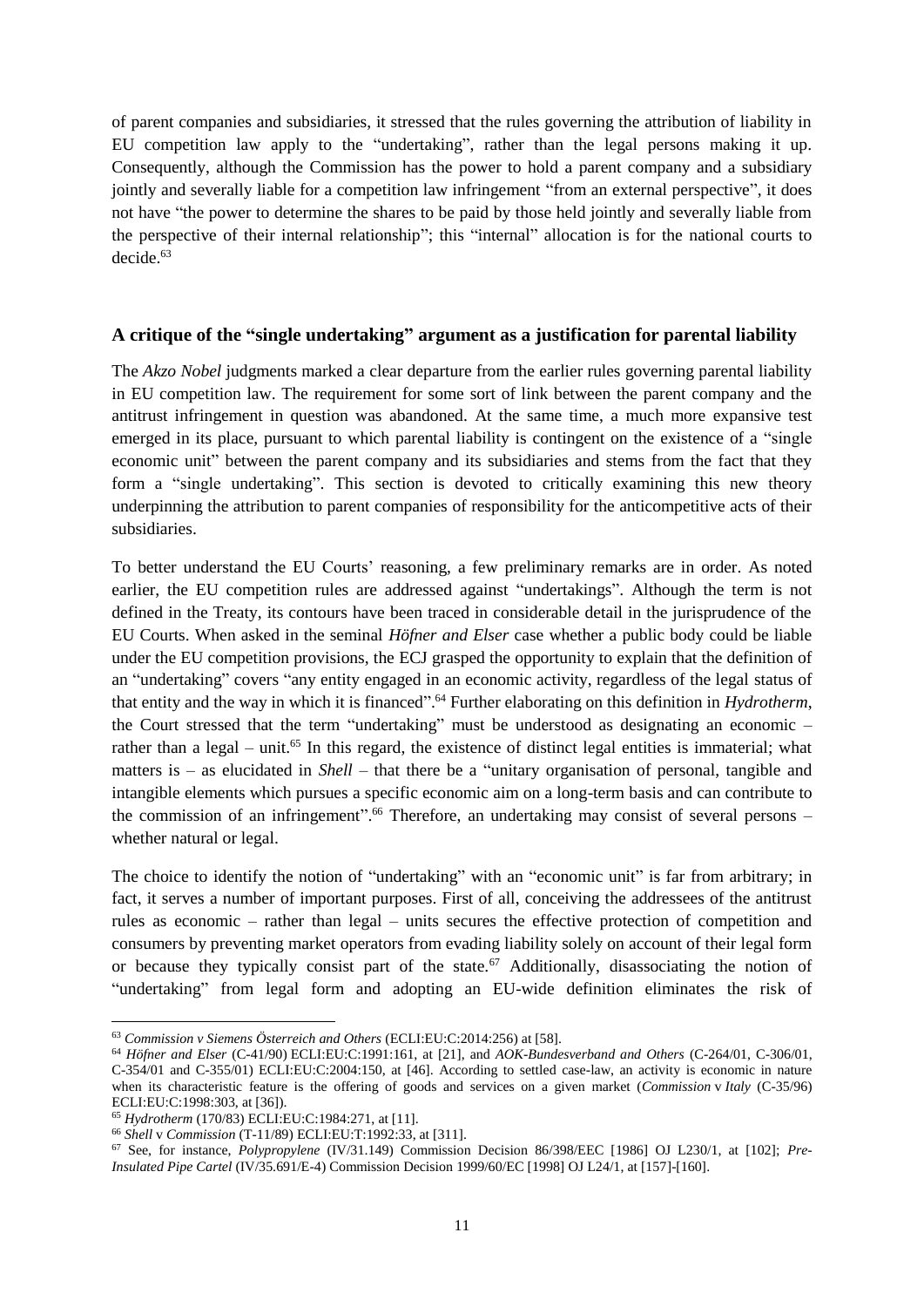of parent companies and subsidiaries, it stressed that the rules governing the attribution of liability in EU competition law apply to the "undertaking", rather than the legal persons making it up. Consequently, although the Commission has the power to hold a parent company and a subsidiary jointly and severally liable for a competition law infringement "from an external perspective", it does not have "the power to determine the shares to be paid by those held jointly and severally liable from the perspective of their internal relationship"; this "internal" allocation is for the national courts to decide.[63]

## A critique of the "single undertaking" argument as a justification for parental liability

The *Akzo Nobel* judgments marked a clear departure from the earlier rules governing parental liability in EU competition law. The requirement for some sort of link between the parent company and the antitrust infringement in question was abandoned. At the same time, a much more expansive test emerged in its place, pursuant to which parental liability is contingent on the existence of a "single economic unit" between the parent company and its subsidiaries and stems from the fact that they form a "single undertaking". This section is devoted to critically examining this new theory underpinning the attribution to parent companies of responsibility for the anticompetitive acts of their subsidiaries.

To better understand the EU Courts' reasoning, a few preliminary remarks are in order. As noted earlier, the EU competition rules are addressed against "undertakings". Although the term is not defined in the Treaty, its contours have been traced in considerable detail in the jurisprudence of the EU Courts. When asked in the seminal *Höfner and Elser* case whether a public body could be liable under the EU competition provisions, the ECJ grasped the opportunity to explain that the definition of an "undertaking" covers "any entity engaged in an economic activity, regardless of the legal status of that entity and the way in which it is financed".[64] Further elaborating on this definition in *Hydrotherm*, the Court stressed that the term "undertaking" must be understood as designating an economic – rather than a legal – unit.[65] In this regard, the existence of distinct legal entities is immaterial; what matters is – as elucidated in *Shell* – that there be a "unitary organisation of personal, tangible and intangible elements which pursues a specific economic aim on a long-term basis and can contribute to the commission of an infringement".[66] Therefore, an undertaking may consist of several persons – whether natural or legal.

The choice to identify the notion of "undertaking" with an "economic unit" is far from arbitrary; in fact, it serves a number of important purposes. First of all, conceiving the addressees of the antitrust rules as economic – rather than legal – units secures the effective protection of competition and consumers by preventing market operators from evading liability solely on account of their legal form or because they typically consist part of the state.[67] Additionally, disassociating the notion of "undertaking" from legal form and adopting an EU-wide definition eliminates the risk of

---

[63] *Commission v Siemens Österreich and Others* (ECLI:EU:C:2014:256) at [58].

[64] *Höfner and Elser* (C-41/90) ECLI:EU:C:1991:161, at [21], and *AOK-Bundesverband and Others* (C-264/01, C-306/01, C-354/01 and C-355/01) ECLI:EU:C:2004:150, at [46]. According to settled case-law, an activity is economic in nature when its characteristic feature is the offering of goods and services on a given market (*Commission* v *Italy* (C-35/96) ECLI:EU:C:1998:303, at [36]).

[65] *Hydrotherm* (170/83) ECLI:EU:C:1984:271, at [11].

[66] *Shell* v *Commission* (T-11/89) ECLI:EU:T:1992:33, at [311].

[67] See, for instance, *Polypropylene* (IV/31.149) Commission Decision 86/398/EEC [1986] OJ L230/1, at [102]; *Pre-Insulated Pipe Cartel* (IV/35.691/E-4) Commission Decision 1999/60/EC [1998] OJ L24/1, at [157]-[160].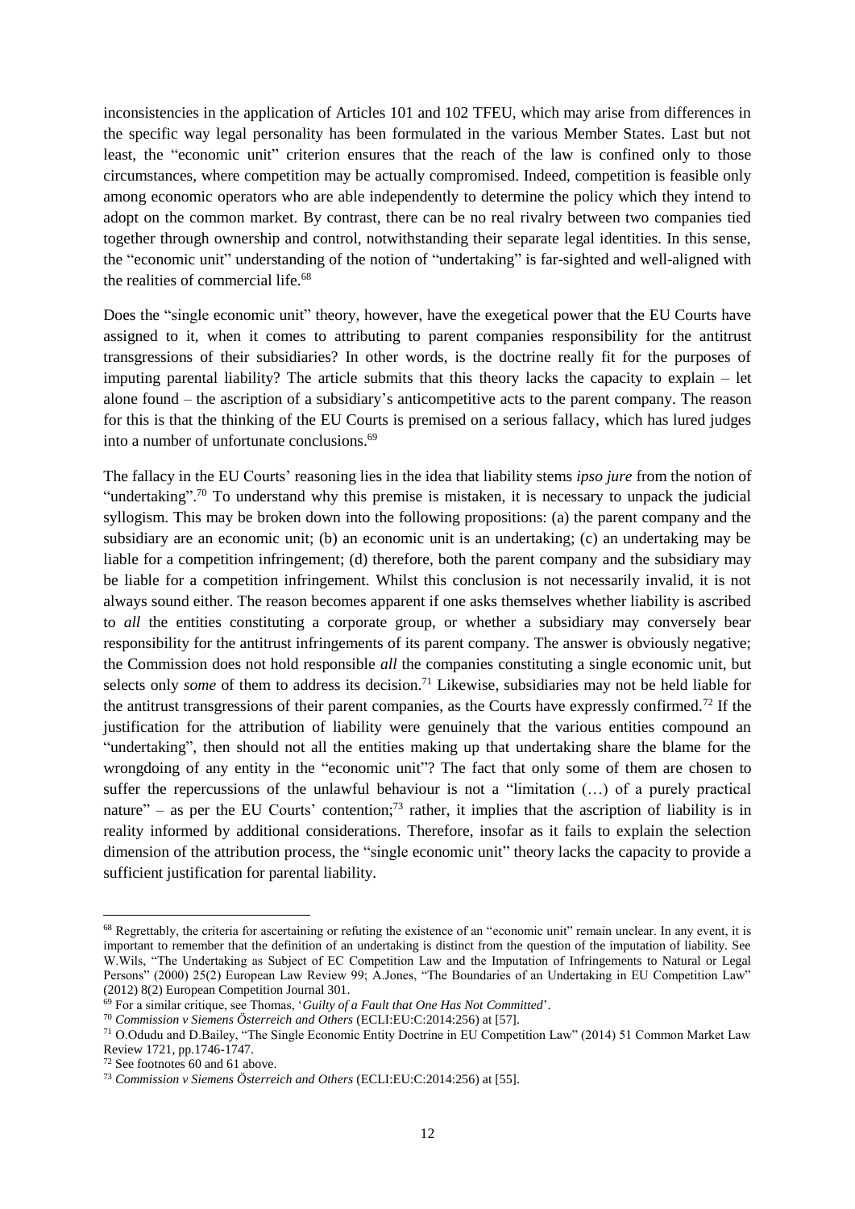inconsistencies in the application of Articles 101 and 102 TFEU, which may arise from differences in the specific way legal personality has been formulated in the various Member States. Last but not least, the "economic unit" criterion ensures that the reach of the law is confined only to those circumstances, where competition may be actually compromised. Indeed, competition is feasible only among economic operators who are able independently to determine the policy which they intend to adopt on the common market. By contrast, there can be no real rivalry between two companies tied together through ownership and control, notwithstanding their separate legal identities. In this sense, the "economic unit" understanding of the notion of "undertaking" is far-sighted and well-aligned with the realities of commercial life.[68]

Does the "single economic unit" theory, however, have the exegetical power that the EU Courts have assigned to it, when it comes to attributing to parent companies responsibility for the antitrust transgressions of their subsidiaries? In other words, is the doctrine really fit for the purposes of imputing parental liability? The article submits that this theory lacks the capacity to explain – let alone found – the ascription of a subsidiary's anticompetitive acts to the parent company. The reason for this is that the thinking of the EU Courts is premised on a serious fallacy, which has lured judges into a number of unfortunate conclusions.[69]

The fallacy in the EU Courts' reasoning lies in the idea that liability stems *ipso jure* from the notion of "undertaking".[70] To understand why this premise is mistaken, it is necessary to unpack the judicial syllogism. This may be broken down into the following propositions: (a) the parent company and the subsidiary are an economic unit; (b) an economic unit is an undertaking; (c) an undertaking may be liable for a competition infringement; (d) therefore, both the parent company and the subsidiary may be liable for a competition infringement. Whilst this conclusion is not necessarily invalid, it is not always sound either. The reason becomes apparent if one asks themselves whether liability is ascribed to *all* the entities constituting a corporate group, or whether a subsidiary may conversely bear responsibility for the antitrust infringements of its parent company. The answer is obviously negative; the Commission does not hold responsible *all* the companies constituting a single economic unit, but selects only *some* of them to address its decision.[71] Likewise, subsidiaries may not be held liable for the antitrust transgressions of their parent companies, as the Courts have expressly confirmed.[72] If the justification for the attribution of liability were genuinely that the various entities compound an "undertaking", then should not all the entities making up that undertaking share the blame for the wrongdoing of any entity in the "economic unit"? The fact that only some of them are chosen to suffer the repercussions of the unlawful behaviour is not a "limitation (…) of a purely practical nature" – as per the EU Courts' contention;[73] rather, it implies that the ascription of liability is in reality informed by additional considerations. Therefore, insofar as it fails to explain the selection dimension of the attribution process, the "single economic unit" theory lacks the capacity to provide a sufficient justification for parental liability.

---

[68] Regrettably, the criteria for ascertaining or refuting the existence of an "economic unit" remain unclear. In any event, it is important to remember that the definition of an undertaking is distinct from the question of the imputation of liability. See W.Wils, "The Undertaking as Subject of EC Competition Law and the Imputation of Infringements to Natural or Legal Persons" (2000) 25(2) European Law Review 99; A.Jones, "The Boundaries of an Undertaking in EU Competition Law" (2012) 8(2) European Competition Journal 301.

[69] For a similar critique, see Thomas, '*Guilty of a Fault that One Has Not Committed*'.

[70] *Commission v Siemens Österreich and Others* (ECLI:EU:C:2014:256) at [57].

[71] O.Odudu and D.Bailey, "The Single Economic Entity Doctrine in EU Competition Law" (2014) 51 Common Market Law Review 1721, pp.1746-1747.

[72] See footnotes 60 and 61 above.

[73] *Commission v Siemens Österreich and Others* (ECLI:EU:C:2014:256) at [55].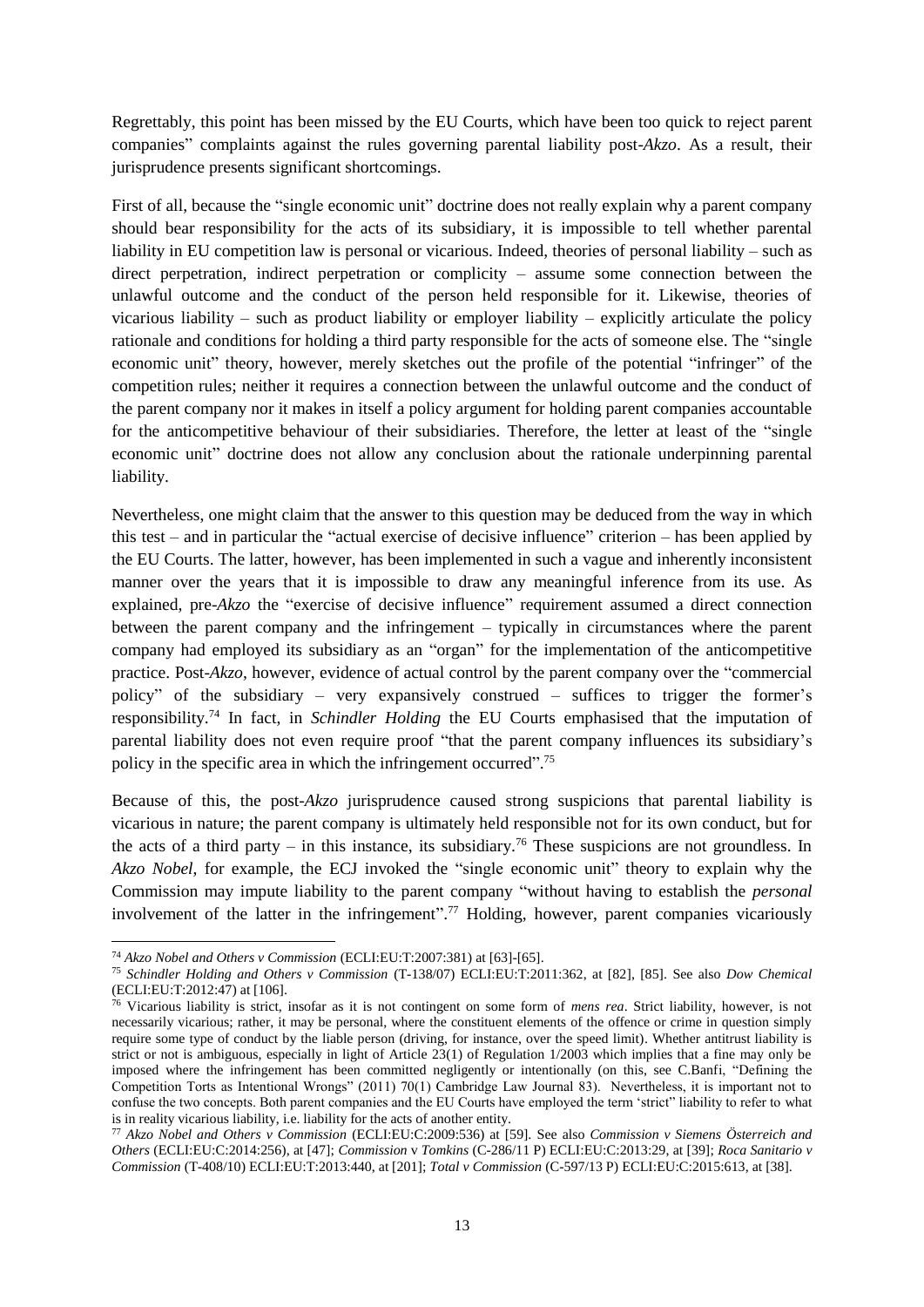Regrettably, this point has been missed by the EU Courts, which have been too quick to reject parent companies" complaints against the rules governing parental liability post-*Akzo*. As a result, their jurisprudence presents significant shortcomings.

First of all, because the "single economic unit" doctrine does not really explain why a parent company should bear responsibility for the acts of its subsidiary, it is impossible to tell whether parental liability in EU competition law is personal or vicarious. Indeed, theories of personal liability – such as direct perpetration, indirect perpetration or complicity – assume some connection between the unlawful outcome and the conduct of the person held responsible for it. Likewise, theories of vicarious liability – such as product liability or employer liability – explicitly articulate the policy rationale and conditions for holding a third party responsible for the acts of someone else. The "single economic unit" theory, however, merely sketches out the profile of the potential "infringer" of the competition rules; neither it requires a connection between the unlawful outcome and the conduct of the parent company nor it makes in itself a policy argument for holding parent companies accountable for the anticompetitive behaviour of their subsidiaries. Therefore, the letter at least of the "single economic unit" doctrine does not allow any conclusion about the rationale underpinning parental liability.

Nevertheless, one might claim that the answer to this question may be deduced from the way in which this test – and in particular the "actual exercise of decisive influence" criterion – has been applied by the EU Courts. The latter, however, has been implemented in such a vague and inherently inconsistent manner over the years that it is impossible to draw any meaningful inference from its use. As explained, pre-*Akzo* the "exercise of decisive influence" requirement assumed a direct connection between the parent company and the infringement – typically in circumstances where the parent company had employed its subsidiary as an "organ" for the implementation of the anticompetitive practice. Post-*Akzo*, however, evidence of actual control by the parent company over the "commercial policy" of the subsidiary – very expansively construed – suffices to trigger the former's responsibility.[74] In fact, in *Schindler Holding* the EU Courts emphasised that the imputation of parental liability does not even require proof "that the parent company influences its subsidiary's policy in the specific area in which the infringement occurred".[75]

Because of this, the post-*Akzo* jurisprudence caused strong suspicions that parental liability is vicarious in nature; the parent company is ultimately held responsible not for its own conduct, but for the acts of a third party – in this instance, its subsidiary.[76] These suspicions are not groundless. In *Akzo Nobel*, for example, the ECJ invoked the "single economic unit" theory to explain why the Commission may impute liability to the parent company "without having to establish the *personal* involvement of the latter in the infringement".[77] Holding, however, parent companies vicariously

---

[74] *Akzo Nobel and Others v Commission* (ECLI:EU:T:2007:381) at [63]-[65].

[75] *Schindler Holding and Others v Commission* (T-138/07) ECLI:EU:T:2011:362, at [82], [85]. See also *Dow Chemical* (ECLI:EU:T:2012:47) at [106].

[76] Vicarious liability is strict, insofar as it is not contingent on some form of *mens rea*. Strict liability, however, is not necessarily vicarious; rather, it may be personal, where the constituent elements of the offence or crime in question simply require some type of conduct by the liable person (driving, for instance, over the speed limit). Whether antitrust liability is strict or not is ambiguous, especially in light of Article 23(1) of Regulation 1/2003 which implies that a fine may only be imposed where the infringement has been committed negligently or intentionally (on this, see C.Banfi, "Defining the Competition Torts as Intentional Wrongs" (2011) 70(1) Cambridge Law Journal 83). Nevertheless, it is important not to confuse the two concepts. Both parent companies and the EU Courts have employed the term 'strict" liability to refer to what is in reality vicarious liability, i.e. liability for the acts of another entity.

[77] *Akzo Nobel and Others v Commission* (ECLI:EU:C:2009:536) at [59]. See also *Commission v Siemens Österreich and Others* (ECLI:EU:C:2014:256), at [47]; *Commission* v *Tomkins* (C-286/11 P) ECLI:EU:C:2013:29, at [39]; *Roca Sanitario v Commission* (T-408/10) ECLI:EU:T:2013:440, at [201]; *Total v Commission* (C-597/13 P) ECLI:EU:C:2015:613, at [38].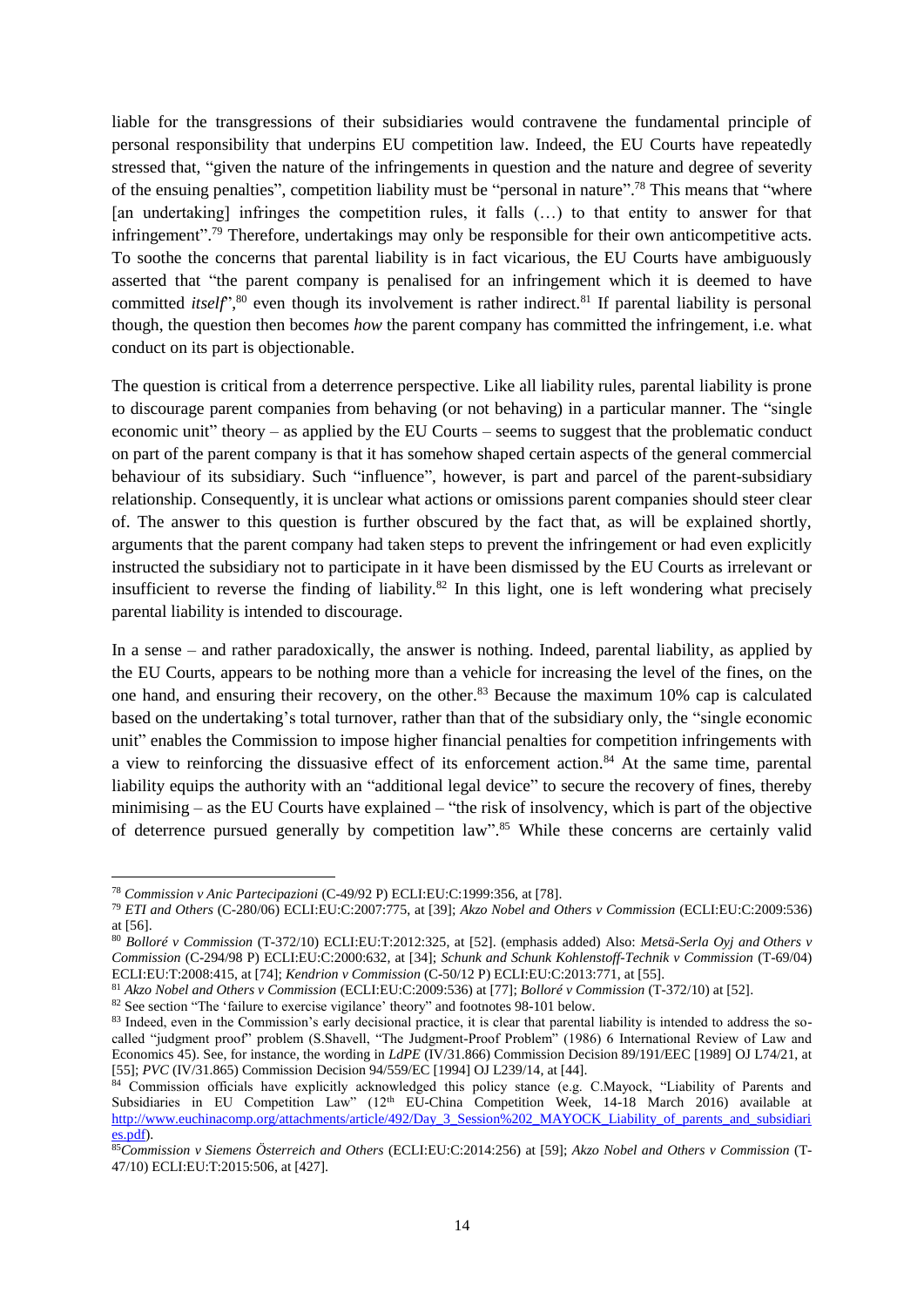liable for the transgressions of their subsidiaries would contravene the fundamental principle of personal responsibility that underpins EU competition law. Indeed, the EU Courts have repeatedly stressed that, "given the nature of the infringements in question and the nature and degree of severity of the ensuing penalties", competition liability must be "personal in nature".[78] This means that "where [an undertaking] infringes the competition rules, it falls (…) to that entity to answer for that infringement".[79] Therefore, undertakings may only be responsible for their own anticompetitive acts. To soothe the concerns that parental liability is in fact vicarious, the EU Courts have ambiguously asserted that "the parent company is penalised for an infringement which it is deemed to have committed *itself*",[80] even though its involvement is rather indirect.[81] If parental liability is personal though, the question then becomes *how* the parent company has committed the infringement, i.e. what conduct on its part is objectionable.

The question is critical from a deterrence perspective. Like all liability rules, parental liability is prone to discourage parent companies from behaving (or not behaving) in a particular manner. The "single economic unit" theory – as applied by the EU Courts – seems to suggest that the problematic conduct on part of the parent company is that it has somehow shaped certain aspects of the general commercial behaviour of its subsidiary. Such "influence", however, is part and parcel of the parent-subsidiary relationship. Consequently, it is unclear what actions or omissions parent companies should steer clear of. The answer to this question is further obscured by the fact that, as will be explained shortly, arguments that the parent company had taken steps to prevent the infringement or had even explicitly instructed the subsidiary not to participate in it have been dismissed by the EU Courts as irrelevant or insufficient to reverse the finding of liability.[82] In this light, one is left wondering what precisely parental liability is intended to discourage.

In a sense – and rather paradoxically, the answer is nothing. Indeed, parental liability, as applied by the EU Courts, appears to be nothing more than a vehicle for increasing the level of the fines, on the one hand, and ensuring their recovery, on the other.[83] Because the maximum 10% cap is calculated based on the undertaking's total turnover, rather than that of the subsidiary only, the "single economic unit" enables the Commission to impose higher financial penalties for competition infringements with a view to reinforcing the dissuasive effect of its enforcement action.[84] At the same time, parental liability equips the authority with an "additional legal device" to secure the recovery of fines, thereby minimising – as the EU Courts have explained – "the risk of insolvency, which is part of the objective of deterrence pursued generally by competition law".[85] While these concerns are certainly valid

---

[78] *Commission v Anic Partecipazioni* (C-49/92 P) ECLI:EU:C:1999:356, at [78].

[79] *ETI and Others* (C-280/06) ECLI:EU:C:2007:775, at [39]; *Akzo Nobel and Others v Commission* (ECLI:EU:C:2009:536) at [56].

[80] *Bolloré v Commission* (T-372/10) ECLI:EU:T:2012:325, at [52]. (emphasis added) Also: *Metsä-Serla Oyj and Others v Commission* (C-294/98 P) ECLI:EU:C:2000:632, at [34]; *Schunk and Schunk Kohlenstoff-Technik v Commission* (T-69/04) ECLI:EU:T:2008:415, at [74]; *Kendrion v Commission* (C-50/12 P) ECLI:EU:C:2013:771, at [55].

[81] *Akzo Nobel and Others v Commission* (ECLI:EU:C:2009:536) at [77]; *Bolloré v Commission* (T-372/10) at [52].

[82] See section "The 'failure to exercise vigilance' theory" and footnotes 98-101 below.

[83] Indeed, even in the Commission's early decisional practice, it is clear that parental liability is intended to address the so-called "judgment proof" problem (S.Shavell, "The Judgment-Proof Problem" (1986) 6 International Review of Law and Economics 45). See, for instance, the wording in *LdPE* (IV/31.866) Commission Decision 89/191/EEC [1989] OJ L74/21, at [55]; *PVC* (IV/31.865) Commission Decision 94/559/EC [1994] OJ L239/14, at [44].

[84] Commission officials have explicitly acknowledged this policy stance (e.g. C.Mayock, "Liability of Parents and Subsidiaries in EU Competition Law" (12th EU-China Competition Week, 14-18 March 2016) available at http://www.euchinacomp.org/attachments/article/492/Day_3_Session%202_MAYOCK_Liability_of_parents_and_subsidiaries.pdf).

[85] *Commission v Siemens Österreich and Others* (ECLI:EU:C:2014:256) at [59]; *Akzo Nobel and Others v Commission* (T-47/10) ECLI:EU:T:2015:506, at [427].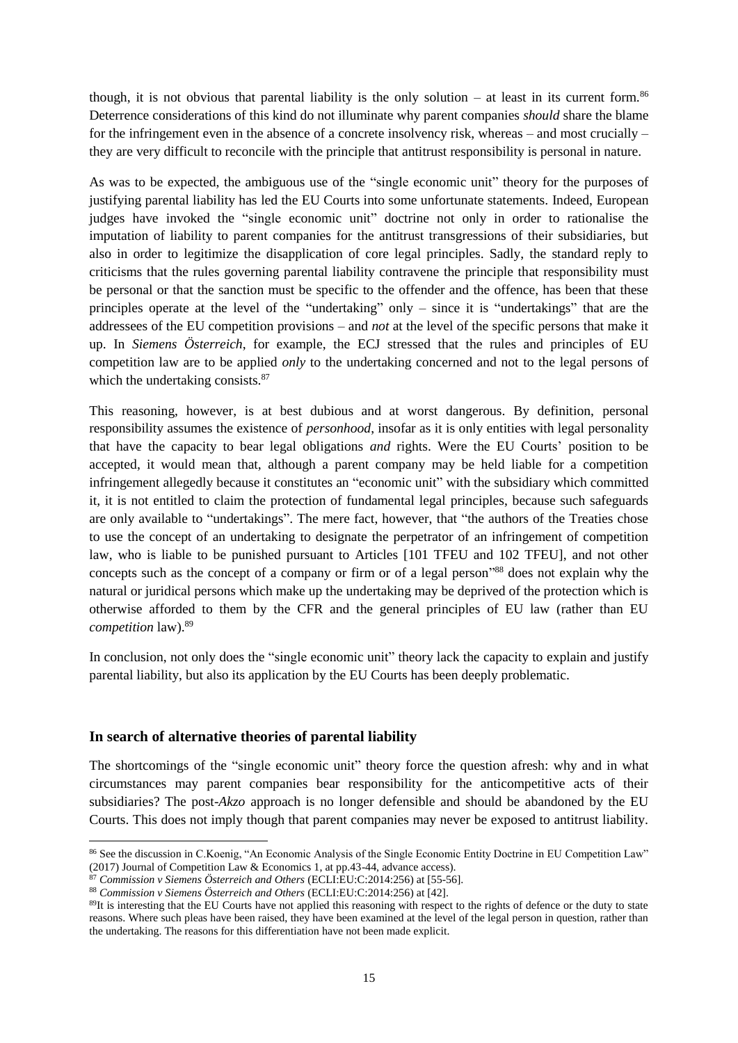though, it is not obvious that parental liability is the only solution – at least in its current form.[86] Deterrence considerations of this kind do not illuminate why parent companies *should* share the blame for the infringement even in the absence of a concrete insolvency risk, whereas – and most crucially – they are very difficult to reconcile with the principle that antitrust responsibility is personal in nature.

As was to be expected, the ambiguous use of the "single economic unit" theory for the purposes of justifying parental liability has led the EU Courts into some unfortunate statements. Indeed, European judges have invoked the "single economic unit" doctrine not only in order to rationalise the imputation of liability to parent companies for the antitrust transgressions of their subsidiaries, but also in order to legitimize the disapplication of core legal principles. Sadly, the standard reply to criticisms that the rules governing parental liability contravene the principle that responsibility must be personal or that the sanction must be specific to the offender and the offence, has been that these principles operate at the level of the "undertaking" only – since it is "undertakings" that are the addressees of the EU competition provisions – and *not* at the level of the specific persons that make it up. In *Siemens Österreich*, for example, the ECJ stressed that the rules and principles of EU competition law are to be applied *only* to the undertaking concerned and not to the legal persons of which the undertaking consists.[87]

This reasoning, however, is at best dubious and at worst dangerous. By definition, personal responsibility assumes the existence of *personhood*, insofar as it is only entities with legal personality that have the capacity to bear legal obligations *and* rights. Were the EU Courts' position to be accepted, it would mean that, although a parent company may be held liable for a competition infringement allegedly because it constitutes an "economic unit" with the subsidiary which committed it, it is not entitled to claim the protection of fundamental legal principles, because such safeguards are only available to "undertakings". The mere fact, however, that "the authors of the Treaties chose to use the concept of an undertaking to designate the perpetrator of an infringement of competition law, who is liable to be punished pursuant to Articles [101 TFEU and 102 TFEU], and not other concepts such as the concept of a company or firm or of a legal person"[88] does not explain why the natural or juridical persons which make up the undertaking may be deprived of the protection which is otherwise afforded to them by the CFR and the general principles of EU law (rather than EU *competition* law).[89]

In conclusion, not only does the "single economic unit" theory lack the capacity to explain and justify parental liability, but also its application by the EU Courts has been deeply problematic.

## In search of alternative theories of parental liability

The shortcomings of the "single economic unit" theory force the question afresh: why and in what circumstances may parent companies bear responsibility for the anticompetitive acts of their subsidiaries? The post-*Akzo* approach is no longer defensible and should be abandoned by the EU Courts. This does not imply though that parent companies may never be exposed to antitrust liability.

---

[86] See the discussion in C.Koenig, "An Economic Analysis of the Single Economic Entity Doctrine in EU Competition Law" (2017) Journal of Competition Law & Economics 1, at pp.43-44, advance access).

[87] *Commission v Siemens Österreich and Others* (ECLI:EU:C:2014:256) at [55-56].

[88] *Commission v Siemens Österreich and Others* (ECLI:EU:C:2014:256) at [42].

[89] It is interesting that the EU Courts have not applied this reasoning with respect to the rights of defence or the duty to state reasons. Where such pleas have been raised, they have been examined at the level of the legal person in question, rather than the undertaking. The reasons for this differentiation have not been made explicit.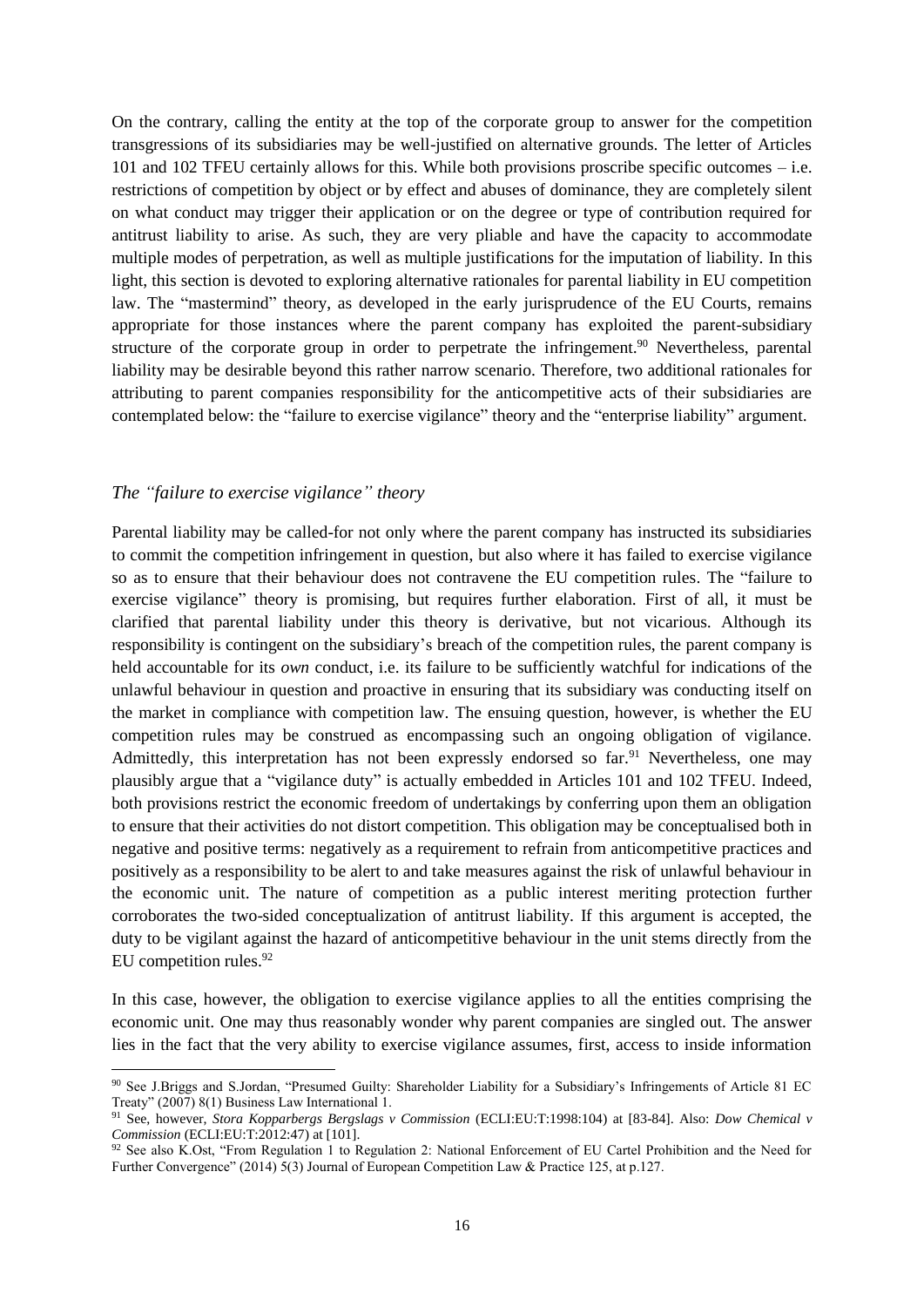On the contrary, calling the entity at the top of the corporate group to answer for the competition transgressions of its subsidiaries may be well-justified on alternative grounds. The letter of Articles 101 and 102 TFEU certainly allows for this. While both provisions proscribe specific outcomes – i.e. restrictions of competition by object or by effect and abuses of dominance, they are completely silent on what conduct may trigger their application or on the degree or type of contribution required for antitrust liability to arise. As such, they are very pliable and have the capacity to accommodate multiple modes of perpetration, as well as multiple justifications for the imputation of liability. In this light, this section is devoted to exploring alternative rationales for parental liability in EU competition law. The "mastermind" theory, as developed in the early jurisprudence of the EU Courts, remains appropriate for those instances where the parent company has exploited the parent-subsidiary structure of the corporate group in order to perpetrate the infringement.[90] Nevertheless, parental liability may be desirable beyond this rather narrow scenario. Therefore, two additional rationales for attributing to parent companies responsibility for the anticompetitive acts of their subsidiaries are contemplated below: the "failure to exercise vigilance" theory and the "enterprise liability" argument.

### *The "failure to exercise vigilance" theory*

Parental liability may be called-for not only where the parent company has instructed its subsidiaries to commit the competition infringement in question, but also where it has failed to exercise vigilance so as to ensure that their behaviour does not contravene the EU competition rules. The "failure to exercise vigilance" theory is promising, but requires further elaboration. First of all, it must be clarified that parental liability under this theory is derivative, but not vicarious. Although its responsibility is contingent on the subsidiary's breach of the competition rules, the parent company is held accountable for its *own* conduct, i.e. its failure to be sufficiently watchful for indications of the unlawful behaviour in question and proactive in ensuring that its subsidiary was conducting itself on the market in compliance with competition law. The ensuing question, however, is whether the EU competition rules may be construed as encompassing such an ongoing obligation of vigilance. Admittedly, this interpretation has not been expressly endorsed so far.[91] Nevertheless, one may plausibly argue that a "vigilance duty" is actually embedded in Articles 101 and 102 TFEU. Indeed, both provisions restrict the economic freedom of undertakings by conferring upon them an obligation to ensure that their activities do not distort competition. This obligation may be conceptualised both in negative and positive terms: negatively as a requirement to refrain from anticompetitive practices and positively as a responsibility to be alert to and take measures against the risk of unlawful behaviour in the economic unit. The nature of competition as a public interest meriting protection further corroborates the two-sided conceptualization of antitrust liability. If this argument is accepted, the duty to be vigilant against the hazard of anticompetitive behaviour in the unit stems directly from the EU competition rules.[92]

In this case, however, the obligation to exercise vigilance applies to all the entities comprising the economic unit. One may thus reasonably wonder why parent companies are singled out. The answer lies in the fact that the very ability to exercise vigilance assumes, first, access to inside information

[90] See J.Briggs and S.Jordan, "Presumed Guilty: Shareholder Liability for a Subsidiary's Infringements of Article 81 EC Treaty" (2007) 8(1) Business Law International 1.

[91] See, however, *Stora Kopparbergs Bergslags v Commission* (ECLI:EU:T:1998:104) at [83-84]. Also: *Dow Chemical v Commission* (ECLI:EU:T:2012:47) at [101].

[92] See also K.Ost, "From Regulation 1 to Regulation 2: National Enforcement of EU Cartel Prohibition and the Need for Further Convergence" (2014) 5(3) Journal of European Competition Law & Practice 125, at p.127.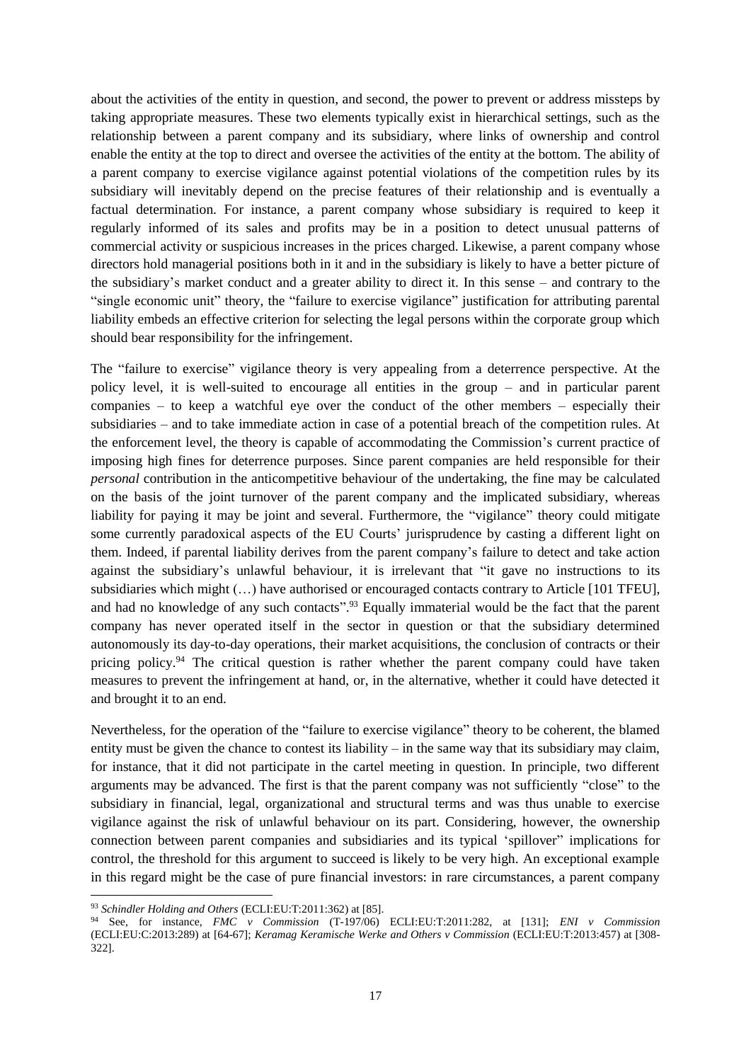about the activities of the entity in question, and second, the power to prevent or address missteps by taking appropriate measures. These two elements typically exist in hierarchical settings, such as the relationship between a parent company and its subsidiary, where links of ownership and control enable the entity at the top to direct and oversee the activities of the entity at the bottom. The ability of a parent company to exercise vigilance against potential violations of the competition rules by its subsidiary will inevitably depend on the precise features of their relationship and is eventually a factual determination. For instance, a parent company whose subsidiary is required to keep it regularly informed of its sales and profits may be in a position to detect unusual patterns of commercial activity or suspicious increases in the prices charged. Likewise, a parent company whose directors hold managerial positions both in it and in the subsidiary is likely to have a better picture of the subsidiary's market conduct and a greater ability to direct it. In this sense – and contrary to the "single economic unit" theory, the "failure to exercise vigilance" justification for attributing parental liability embeds an effective criterion for selecting the legal persons within the corporate group which should bear responsibility for the infringement.

The "failure to exercise" vigilance theory is very appealing from a deterrence perspective. At the policy level, it is well-suited to encourage all entities in the group – and in particular parent companies – to keep a watchful eye over the conduct of the other members – especially their subsidiaries – and to take immediate action in case of a potential breach of the competition rules. At the enforcement level, the theory is capable of accommodating the Commission's current practice of imposing high fines for deterrence purposes. Since parent companies are held responsible for their *personal* contribution in the anticompetitive behaviour of the undertaking, the fine may be calculated on the basis of the joint turnover of the parent company and the implicated subsidiary, whereas liability for paying it may be joint and several. Furthermore, the "vigilance" theory could mitigate some currently paradoxical aspects of the EU Courts' jurisprudence by casting a different light on them. Indeed, if parental liability derives from the parent company's failure to detect and take action against the subsidiary's unlawful behaviour, it is irrelevant that "it gave no instructions to its subsidiaries which might (…) have authorised or encouraged contacts contrary to Article [101 TFEU], and had no knowledge of any such contacts".[93] Equally immaterial would be the fact that the parent company has never operated itself in the sector in question or that the subsidiary determined autonomously its day-to-day operations, their market acquisitions, the conclusion of contracts or their pricing policy.[94] The critical question is rather whether the parent company could have taken measures to prevent the infringement at hand, or, in the alternative, whether it could have detected it and brought it to an end.

Nevertheless, for the operation of the "failure to exercise vigilance" theory to be coherent, the blamed entity must be given the chance to contest its liability – in the same way that its subsidiary may claim, for instance, that it did not participate in the cartel meeting in question. In principle, two different arguments may be advanced. The first is that the parent company was not sufficiently "close" to the subsidiary in financial, legal, organizational and structural terms and was thus unable to exercise vigilance against the risk of unlawful behaviour on its part. Considering, however, the ownership connection between parent companies and subsidiaries and its typical 'spillover" implications for control, the threshold for this argument to succeed is likely to be very high. An exceptional example in this regard might be the case of pure financial investors: in rare circumstances, a parent company

[93] *Schindler Holding and Others* (ECLI:EU:T:2011:362) at [85].

[94] See, for instance, *FMC v Commission* (T-197/06) ECLI:EU:T:2011:282, at [131]; *ENI v Commission* (ECLI:EU:C:2013:289) at [64-67]; *Keramag Keramische Werke and Others v Commission* (ECLI:EU:T:2013:457) at [308-322].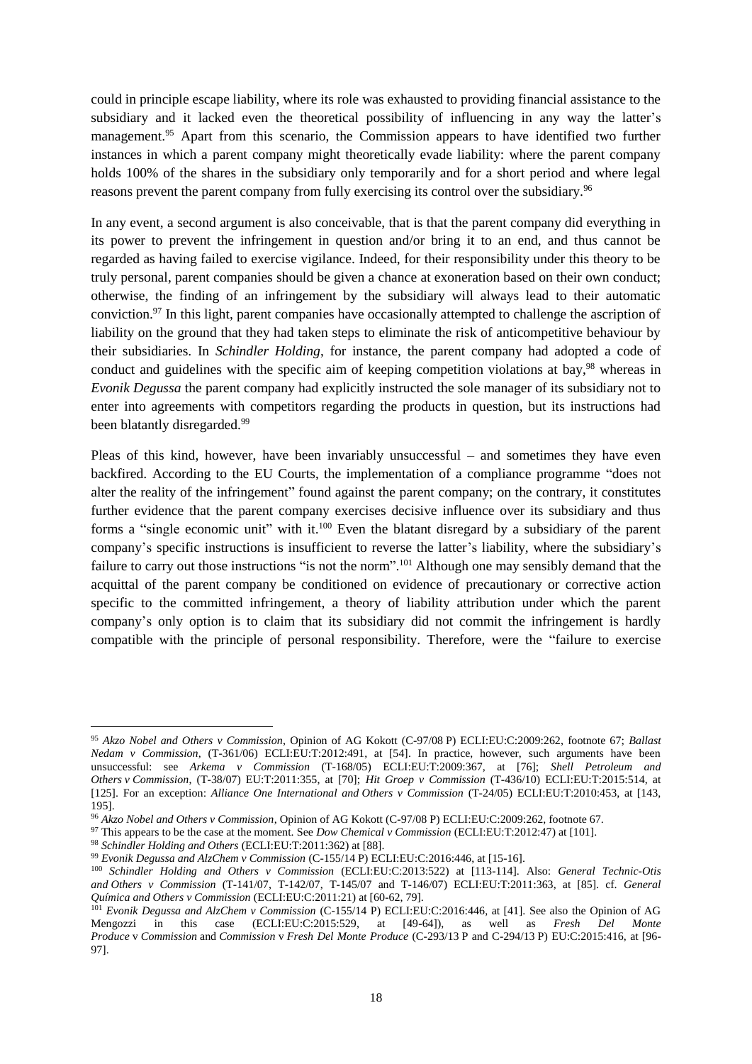could in principle escape liability, where its role was exhausted to providing financial assistance to the subsidiary and it lacked even the theoretical possibility of influencing in any way the latter's management.[95] Apart from this scenario, the Commission appears to have identified two further instances in which a parent company might theoretically evade liability: where the parent company holds 100% of the shares in the subsidiary only temporarily and for a short period and where legal reasons prevent the parent company from fully exercising its control over the subsidiary.[96]

In any event, a second argument is also conceivable, that is that the parent company did everything in its power to prevent the infringement in question and/or bring it to an end, and thus cannot be regarded as having failed to exercise vigilance. Indeed, for their responsibility under this theory to be truly personal, parent companies should be given a chance at exoneration based on their own conduct; otherwise, the finding of an infringement by the subsidiary will always lead to their automatic conviction.[97] In this light, parent companies have occasionally attempted to challenge the ascription of liability on the ground that they had taken steps to eliminate the risk of anticompetitive behaviour by their subsidiaries. In *Schindler Holding*, for instance, the parent company had adopted a code of conduct and guidelines with the specific aim of keeping competition violations at bay,[98] whereas in *Evonik Degussa* the parent company had explicitly instructed the sole manager of its subsidiary not to enter into agreements with competitors regarding the products in question, but its instructions had been blatantly disregarded.[99]

Pleas of this kind, however, have been invariably unsuccessful – and sometimes they have even backfired. According to the EU Courts, the implementation of a compliance programme "does not alter the reality of the infringement" found against the parent company; on the contrary, it constitutes further evidence that the parent company exercises decisive influence over its subsidiary and thus forms a "single economic unit" with it.[100] Even the blatant disregard by a subsidiary of the parent company's specific instructions is insufficient to reverse the latter's liability, where the subsidiary's failure to carry out those instructions "is not the norm".[101] Although one may sensibly demand that the acquittal of the parent company be conditioned on evidence of precautionary or corrective action specific to the committed infringement, a theory of liability attribution under which the parent company's only option is to claim that its subsidiary did not commit the infringement is hardly compatible with the principle of personal responsibility. Therefore, were the "failure to exercise

---

[95] *Akzo Nobel and Others v Commission*, Opinion of AG Kokott (C-97/08 P) ECLI:EU:C:2009:262, footnote 67; *Ballast Nedam v Commission*, (T-361/06) ECLI:EU:T:2012:491, at [54]. In practice, however, such arguments have been unsuccessful: see *Arkema v Commission* (T-168/05) ECLI:EU:T:2009:367, at [76]; *Shell Petroleum and Others v Commission*, (T-38/07) EU:T:2011:355, at [70]; *Hit Groep v Commission* (T-436/10) ECLI:EU:T:2015:514, at [125]. For an exception: *Alliance One International and Others v Commission* (T-24/05) ECLI:EU:T:2010:453, at [143, 195].

[96] *Akzo Nobel and Others v Commission*, Opinion of AG Kokott (C-97/08 P) ECLI:EU:C:2009:262, footnote 67.

[97] This appears to be the case at the moment. See *Dow Chemical v Commission* (ECLI:EU:T:2012:47) at [101].

[98] *Schindler Holding and Others* (ECLI:EU:T:2011:362) at [88].

[99] *Evonik Degussa and AlzChem v Commission* (C-155/14 P) ECLI:EU:C:2016:446, at [15-16].

[100] *Schindler Holding and Others v Commission* (ECLI:EU:C:2013:522) at [113-114]. Also: *General Technic-Otis and Others v Commission* (T-141/07, T-142/07, T-145/07 and T-146/07) ECLI:EU:T:2011:363, at [85]. cf. *General Química and Others v Commission* (ECLI:EU:C:2011:21) at [60-62, 79].

[101] *Evonik Degussa and AlzChem v Commission* (C-155/14 P) ECLI:EU:C:2016:446, at [41]. See also the Opinion of AG Mengozzi in this case (ECLI:EU:C:2015:529, at [49-64]), as well as *Fresh Del Monte Produce* v *Commission* and *Commission* v *Fresh Del Monte Produce* (C-293/13 P and C-294/13 P) EU:C:2015:416, at [96-97].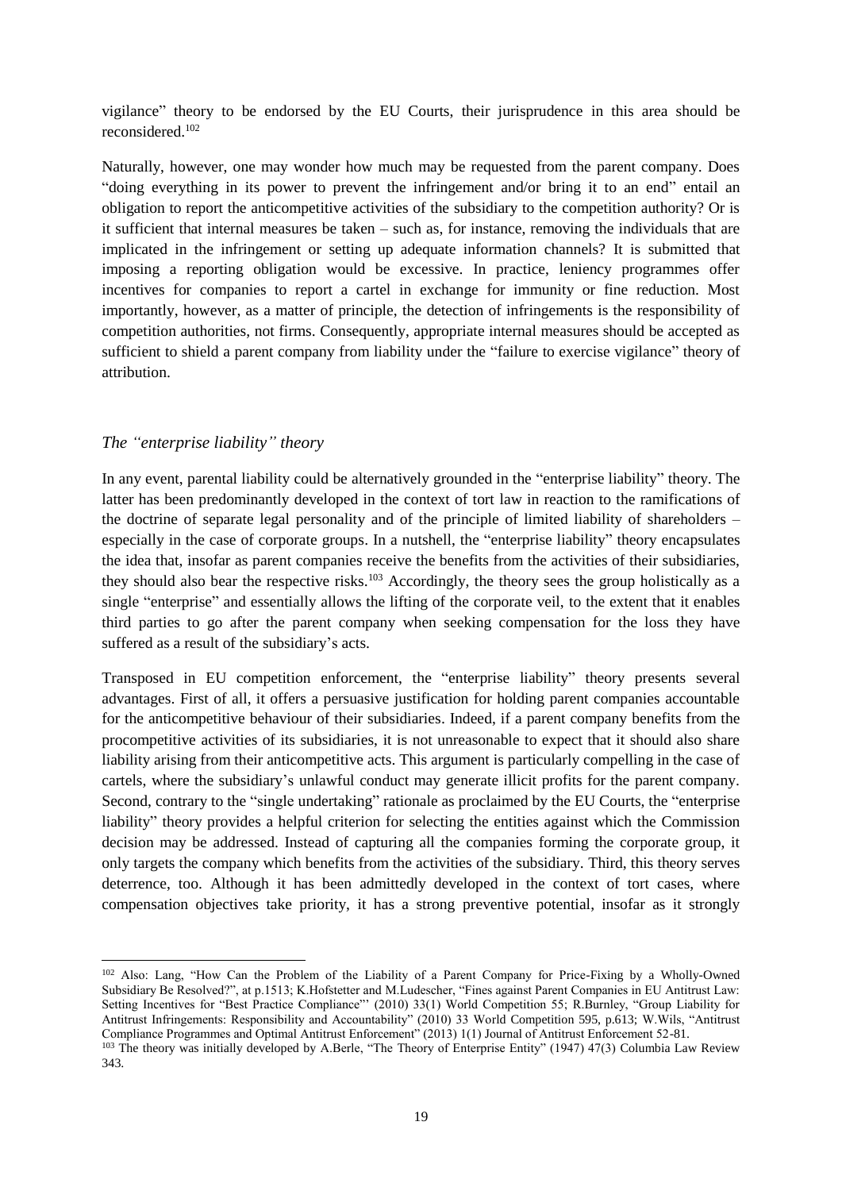vigilance" theory to be endorsed by the EU Courts, their jurisprudence in this area should be reconsidered.[102]

Naturally, however, one may wonder how much may be requested from the parent company. Does "doing everything in its power to prevent the infringement and/or bring it to an end" entail an obligation to report the anticompetitive activities of the subsidiary to the competition authority? Or is it sufficient that internal measures be taken – such as, for instance, removing the individuals that are implicated in the infringement or setting up adequate information channels? It is submitted that imposing a reporting obligation would be excessive. In practice, leniency programmes offer incentives for companies to report a cartel in exchange for immunity or fine reduction. Most importantly, however, as a matter of principle, the detection of infringements is the responsibility of competition authorities, not firms. Consequently, appropriate internal measures should be accepted as sufficient to shield a parent company from liability under the "failure to exercise vigilance" theory of attribution.

### *The "enterprise liability" theory*

In any event, parental liability could be alternatively grounded in the "enterprise liability" theory. The latter has been predominantly developed in the context of tort law in reaction to the ramifications of the doctrine of separate legal personality and of the principle of limited liability of shareholders – especially in the case of corporate groups. In a nutshell, the "enterprise liability" theory encapsulates the idea that, insofar as parent companies receive the benefits from the activities of their subsidiaries, they should also bear the respective risks.[103] Accordingly, the theory sees the group holistically as a single "enterprise" and essentially allows the lifting of the corporate veil, to the extent that it enables third parties to go after the parent company when seeking compensation for the loss they have suffered as a result of the subsidiary's acts.

Transposed in EU competition enforcement, the "enterprise liability" theory presents several advantages. First of all, it offers a persuasive justification for holding parent companies accountable for the anticompetitive behaviour of their subsidiaries. Indeed, if a parent company benefits from the procompetitive activities of its subsidiaries, it is not unreasonable to expect that it should also share liability arising from their anticompetitive acts. This argument is particularly compelling in the case of cartels, where the subsidiary's unlawful conduct may generate illicit profits for the parent company. Second, contrary to the "single undertaking" rationale as proclaimed by the EU Courts, the "enterprise liability" theory provides a helpful criterion for selecting the entities against which the Commission decision may be addressed. Instead of capturing all the companies forming the corporate group, it only targets the company which benefits from the activities of the subsidiary. Third, this theory serves deterrence, too. Although it has been admittedly developed in the context of tort cases, where compensation objectives take priority, it has a strong preventive potential, insofar as it strongly

---

[102] Also: Lang, "How Can the Problem of the Liability of a Parent Company for Price-Fixing by a Wholly-Owned Subsidiary Be Resolved?", at p.1513; K.Hofstetter and M.Ludescher, "Fines against Parent Companies in EU Antitrust Law: Setting Incentives for "Best Practice Compliance"' (2010) 33(1) World Competition 55; R.Burnley, "Group Liability for Antitrust Infringements: Responsibility and Accountability" (2010) 33 World Competition 595, p.613; W.Wils, "Antitrust Compliance Programmes and Optimal Antitrust Enforcement" (2013) 1(1) Journal of Antitrust Enforcement 52-81.

[103] The theory was initially developed by A.Berle, "The Theory of Enterprise Entity" (1947) 47(3) Columbia Law Review 343.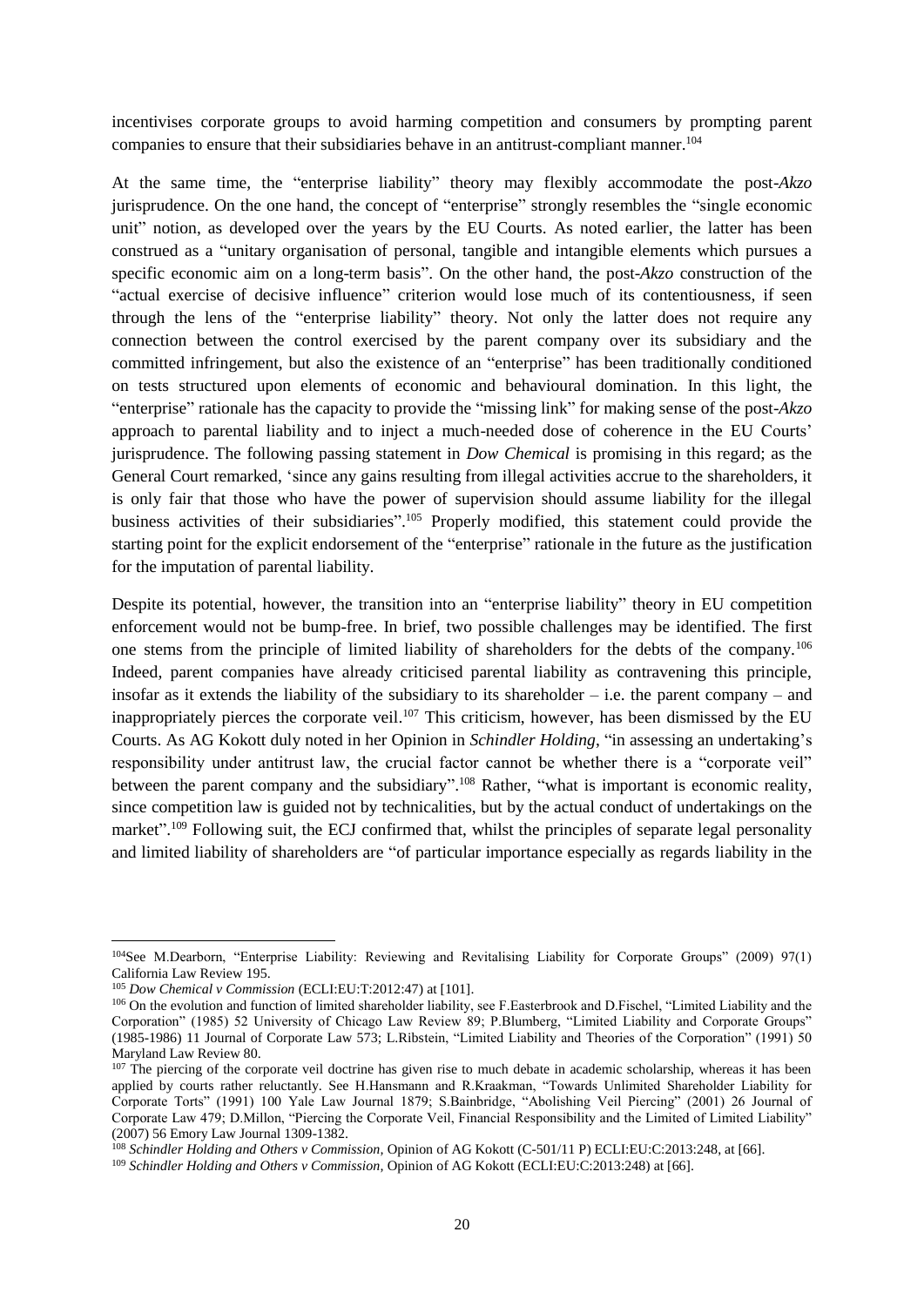incentivises corporate groups to avoid harming competition and consumers by prompting parent companies to ensure that their subsidiaries behave in an antitrust-compliant manner.[104]

At the same time, the "enterprise liability" theory may flexibly accommodate the post-*Akzo* jurisprudence. On the one hand, the concept of "enterprise" strongly resembles the "single economic unit" notion, as developed over the years by the EU Courts. As noted earlier, the latter has been construed as a "unitary organisation of personal, tangible and intangible elements which pursues a specific economic aim on a long-term basis". On the other hand, the post-*Akzo* construction of the "actual exercise of decisive influence" criterion would lose much of its contentiousness, if seen through the lens of the "enterprise liability" theory. Not only the latter does not require any connection between the control exercised by the parent company over its subsidiary and the committed infringement, but also the existence of an "enterprise" has been traditionally conditioned on tests structured upon elements of economic and behavioural domination. In this light, the "enterprise" rationale has the capacity to provide the "missing link" for making sense of the post-*Akzo* approach to parental liability and to inject a much-needed dose of coherence in the EU Courts' jurisprudence. The following passing statement in *Dow Chemical* is promising in this regard; as the General Court remarked, 'since any gains resulting from illegal activities accrue to the shareholders, it is only fair that those who have the power of supervision should assume liability for the illegal business activities of their subsidiaries".[105] Properly modified, this statement could provide the starting point for the explicit endorsement of the "enterprise" rationale in the future as the justification for the imputation of parental liability.

Despite its potential, however, the transition into an "enterprise liability" theory in EU competition enforcement would not be bump-free. In brief, two possible challenges may be identified. The first one stems from the principle of limited liability of shareholders for the debts of the company.[106] Indeed, parent companies have already criticised parental liability as contravening this principle, insofar as it extends the liability of the subsidiary to its shareholder – i.e. the parent company – and inappropriately pierces the corporate veil.[107] This criticism, however, has been dismissed by the EU Courts. As AG Kokott duly noted in her Opinion in *Schindler Holding*, "in assessing an undertaking's responsibility under antitrust law, the crucial factor cannot be whether there is a "corporate veil" between the parent company and the subsidiary".[108] Rather, "what is important is economic reality, since competition law is guided not by technicalities, but by the actual conduct of undertakings on the market".[109] Following suit, the ECJ confirmed that, whilst the principles of separate legal personality and limited liability of shareholders are "of particular importance especially as regards liability in the

---

[104]See M.Dearborn, "Enterprise Liability: Reviewing and Revitalising Liability for Corporate Groups" (2009) 97(1) California Law Review 195.

[105] *Dow Chemical v Commission* (ECLI:EU:T:2012:47) at [101].

[106] On the evolution and function of limited shareholder liability, see F.Easterbrook and D.Fischel, "Limited Liability and the Corporation" (1985) 52 University of Chicago Law Review 89; P.Blumberg, "Limited Liability and Corporate Groups" (1985-1986) 11 Journal of Corporate Law 573; L.Ribstein, "Limited Liability and Theories of the Corporation" (1991) 50 Maryland Law Review 80.

[107] The piercing of the corporate veil doctrine has given rise to much debate in academic scholarship, whereas it has been applied by courts rather reluctantly. See H.Hansmann and R.Kraakman, "Towards Unlimited Shareholder Liability for Corporate Torts" (1991) 100 Yale Law Journal 1879; S.Bainbridge, "Abolishing Veil Piercing" (2001) 26 Journal of Corporate Law 479; D.Millon, "Piercing the Corporate Veil, Financial Responsibility and the Limited of Limited Liability" (2007) 56 Emory Law Journal 1309-1382.

[108] *Schindler Holding and Others v Commission,* Opinion of AG Kokott (C-501/11 P) ECLI:EU:C:2013:248, at [66].

[109] *Schindler Holding and Others v Commission,* Opinion of AG Kokott (ECLI:EU:C:2013:248) at [66].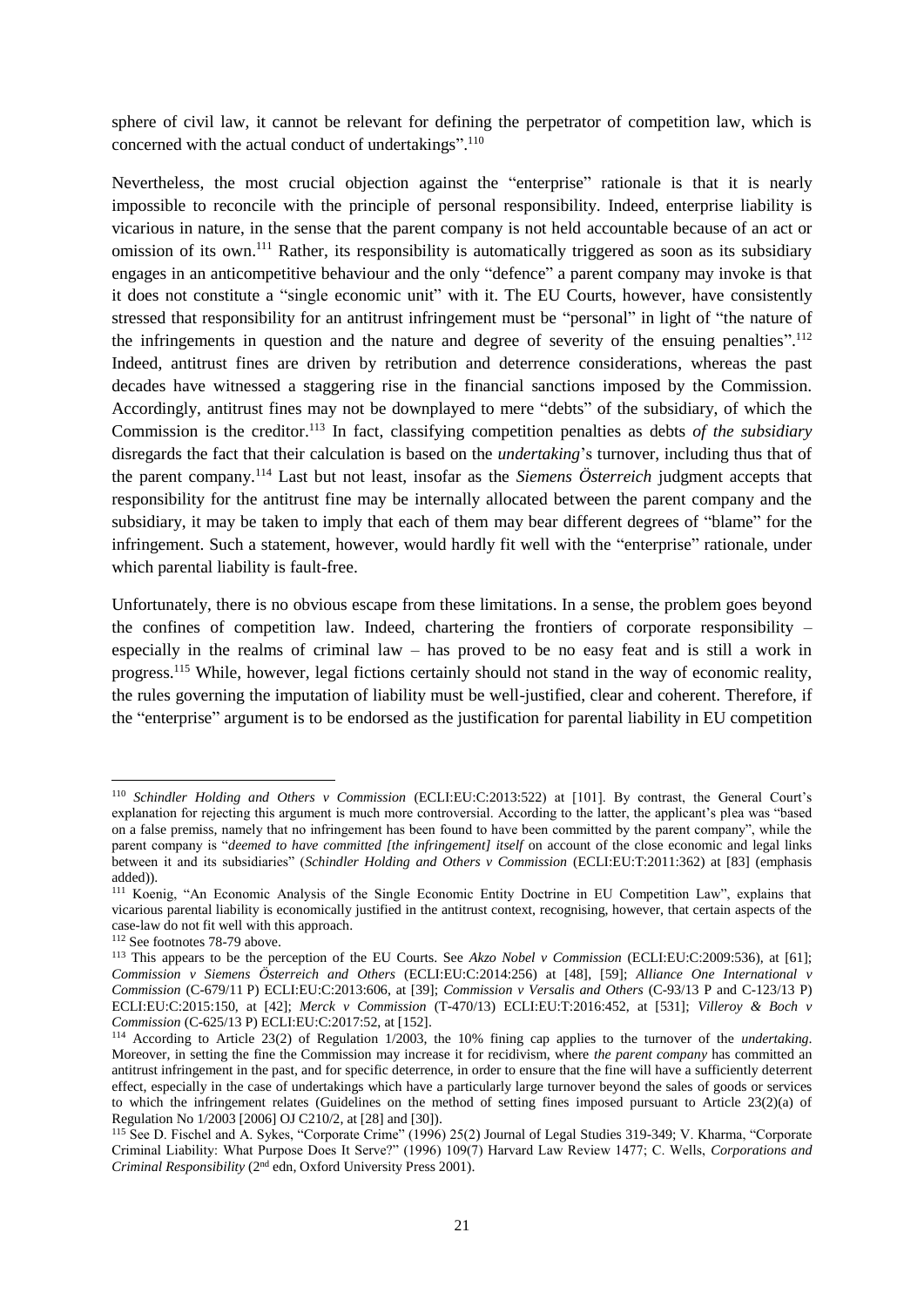sphere of civil law, it cannot be relevant for defining the perpetrator of competition law, which is concerned with the actual conduct of undertakings".[110]

Nevertheless, the most crucial objection against the "enterprise" rationale is that it is nearly impossible to reconcile with the principle of personal responsibility. Indeed, enterprise liability is vicarious in nature, in the sense that the parent company is not held accountable because of an act or omission of its own.[111] Rather, its responsibility is automatically triggered as soon as its subsidiary engages in an anticompetitive behaviour and the only "defence" a parent company may invoke is that it does not constitute a "single economic unit" with it. The EU Courts, however, have consistently stressed that responsibility for an antitrust infringement must be "personal" in light of "the nature of the infringements in question and the nature and degree of severity of the ensuing penalties".[112] Indeed, antitrust fines are driven by retribution and deterrence considerations, whereas the past decades have witnessed a staggering rise in the financial sanctions imposed by the Commission. Accordingly, antitrust fines may not be downplayed to mere "debts" of the subsidiary, of which the Commission is the creditor.[113] In fact, classifying competition penalties as debts *of the subsidiary* disregards the fact that their calculation is based on the *undertaking*'s turnover, including thus that of the parent company.[114] Last but not least, insofar as the *Siemens Österreich* judgment accepts that responsibility for the antitrust fine may be internally allocated between the parent company and the subsidiary, it may be taken to imply that each of them may bear different degrees of "blame" for the infringement. Such a statement, however, would hardly fit well with the "enterprise" rationale, under which parental liability is fault-free.

Unfortunately, there is no obvious escape from these limitations. In a sense, the problem goes beyond the confines of competition law. Indeed, chartering the frontiers of corporate responsibility – especially in the realms of criminal law – has proved to be no easy feat and is still a work in progress.[115] While, however, legal fictions certainly should not stand in the way of economic reality, the rules governing the imputation of liability must be well-justified, clear and coherent. Therefore, if the "enterprise" argument is to be endorsed as the justification for parental liability in EU competition

---

[110] *Schindler Holding and Others v Commission* (ECLI:EU:C:2013:522) at [101]. By contrast, the General Court's explanation for rejecting this argument is much more controversial. According to the latter, the applicant's plea was "based on a false premiss, namely that no infringement has been found to have been committed by the parent company", while the parent company is "*deemed to have committed [the infringement] itself* on account of the close economic and legal links between it and its subsidiaries" (*Schindler Holding and Others v Commission* (ECLI:EU:T:2011:362) at [83] (emphasis added)).

[111] Koenig, "An Economic Analysis of the Single Economic Entity Doctrine in EU Competition Law", explains that vicarious parental liability is economically justified in the antitrust context, recognising, however, that certain aspects of the case-law do not fit well with this approach.

[112] See footnotes 78-79 above.

[113] This appears to be the perception of the EU Courts. See *Akzo Nobel v Commission* (ECLI:EU:C:2009:536), at [61]; *Commission v Siemens Österreich and Others* (ECLI:EU:C:2014:256) at [48], [59]; *Alliance One International v Commission* (C-679/11 P) ECLI:EU:C:2013:606, at [39]; *Commission v Versalis and Others* (C-93/13 P and C-123/13 P) ECLI:EU:C:2015:150, at [42]; *Merck v Commission* (T-470/13) ECLI:EU:T:2016:452, at [531]; *Villeroy & Boch v Commission* (C-625/13 P) ECLI:EU:C:2017:52, at [152].

[114] According to Article 23(2) of Regulation 1/2003, the 10% fining cap applies to the turnover of the *undertaking*. Moreover, in setting the fine the Commission may increase it for recidivism, where *the parent company* has committed an antitrust infringement in the past, and for specific deterrence, in order to ensure that the fine will have a sufficiently deterrent effect, especially in the case of undertakings which have a particularly large turnover beyond the sales of goods or services to which the infringement relates (Guidelines on the method of setting fines imposed pursuant to Article 23(2)(a) of Regulation No 1/2003 [2006] OJ C210/2, at [28] and [30]).

[115] See D. Fischel and A. Sykes, "Corporate Crime" (1996) 25(2) Journal of Legal Studies 319-349; V. Kharma, "Corporate Criminal Liability: What Purpose Does It Serve?" (1996) 109(7) Harvard Law Review 1477; C. Wells, *Corporations and Criminal Responsibility* (2nd edn, Oxford University Press 2001).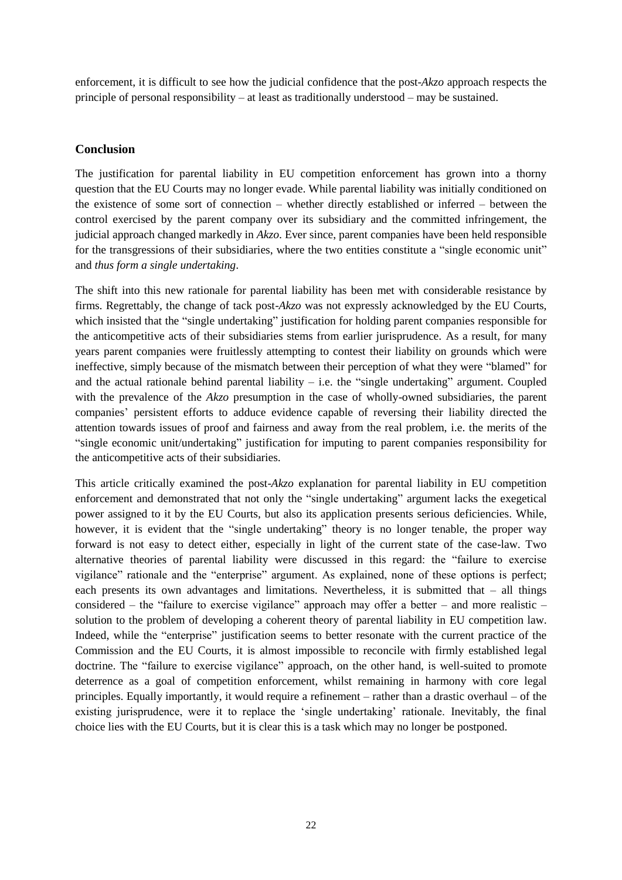enforcement, it is difficult to see how the judicial confidence that the post-*Akzo* approach respects the principle of personal responsibility – at least as traditionally understood – may be sustained.

## Conclusion

The justification for parental liability in EU competition enforcement has grown into a thorny question that the EU Courts may no longer evade. While parental liability was initially conditioned on the existence of some sort of connection – whether directly established or inferred – between the control exercised by the parent company over its subsidiary and the committed infringement, the judicial approach changed markedly in *Akzo*. Ever since, parent companies have been held responsible for the transgressions of their subsidiaries, where the two entities constitute a "single economic unit" and *thus form a single undertaking*.

The shift into this new rationale for parental liability has been met with considerable resistance by firms. Regrettably, the change of tack post-*Akzo* was not expressly acknowledged by the EU Courts, which insisted that the "single undertaking" justification for holding parent companies responsible for the anticompetitive acts of their subsidiaries stems from earlier jurisprudence. As a result, for many years parent companies were fruitlessly attempting to contest their liability on grounds which were ineffective, simply because of the mismatch between their perception of what they were "blamed" for and the actual rationale behind parental liability – i.e. the "single undertaking" argument. Coupled with the prevalence of the *Akzo* presumption in the case of wholly-owned subsidiaries, the parent companies' persistent efforts to adduce evidence capable of reversing their liability directed the attention towards issues of proof and fairness and away from the real problem, i.e. the merits of the "single economic unit/undertaking" justification for imputing to parent companies responsibility for the anticompetitive acts of their subsidiaries.

This article critically examined the post-*Akzo* explanation for parental liability in EU competition enforcement and demonstrated that not only the "single undertaking" argument lacks the exegetical power assigned to it by the EU Courts, but also its application presents serious deficiencies. While, however, it is evident that the "single undertaking" theory is no longer tenable, the proper way forward is not easy to detect either, especially in light of the current state of the case-law. Two alternative theories of parental liability were discussed in this regard: the "failure to exercise vigilance" rationale and the "enterprise" argument. As explained, none of these options is perfect; each presents its own advantages and limitations. Nevertheless, it is submitted that – all things considered – the "failure to exercise vigilance" approach may offer a better – and more realistic – solution to the problem of developing a coherent theory of parental liability in EU competition law. Indeed, while the "enterprise" justification seems to better resonate with the current practice of the Commission and the EU Courts, it is almost impossible to reconcile with firmly established legal doctrine. The "failure to exercise vigilance" approach, on the other hand, is well-suited to promote deterrence as a goal of competition enforcement, whilst remaining in harmony with core legal principles. Equally importantly, it would require a refinement – rather than a drastic overhaul – of the existing jurisprudence, were it to replace the 'single undertaking' rationale. Inevitably, the final choice lies with the EU Courts, but it is clear this is a task which may no longer be postponed.